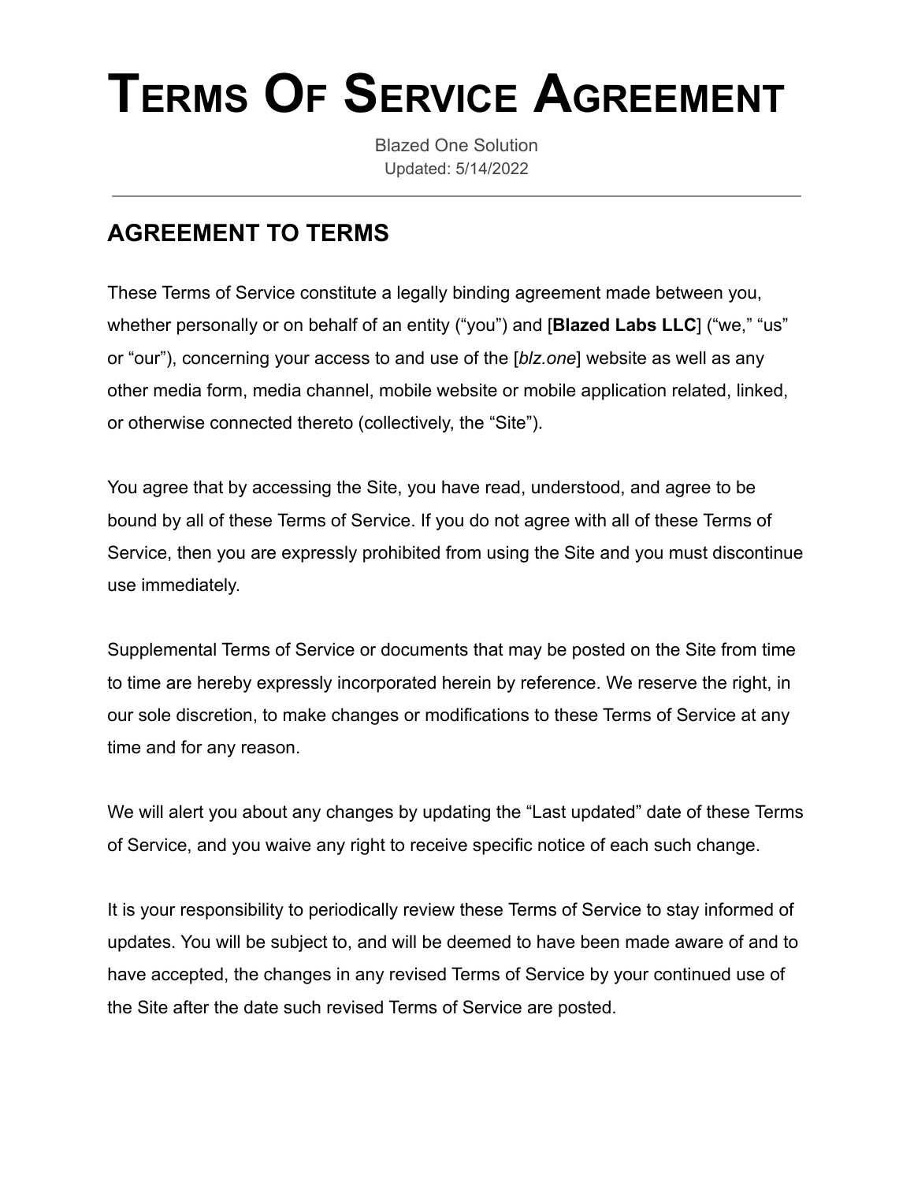# Terms Of Service Agreement

Blazed One Solution
Updated: 5/14/2022

---

## AGREEMENT TO TERMS

These Terms of Service constitute a legally binding agreement made between you, whether personally or on behalf of an entity ("you") and [**Blazed Labs LLC**] ("we," "us" or "our"), concerning your access to and use of the [*blz.one*] website as well as any other media form, media channel, mobile website or mobile application related, linked, or otherwise connected thereto (collectively, the "Site").

You agree that by accessing the Site, you have read, understood, and agree to be bound by all of these Terms of Service. If you do not agree with all of these Terms of Service, then you are expressly prohibited from using the Site and you must discontinue use immediately.

Supplemental Terms of Service or documents that may be posted on the Site from time to time are hereby expressly incorporated herein by reference. We reserve the right, in our sole discretion, to make changes or modifications to these Terms of Service at any time and for any reason.

We will alert you about any changes by updating the "Last updated" date of these Terms of Service, and you waive any right to receive specific notice of each such change.

It is your responsibility to periodically review these Terms of Service to stay informed of updates. You will be subject to, and will be deemed to have been made aware of and to have accepted, the changes in any revised Terms of Service by your continued use of the Site after the date such revised Terms of Service are posted.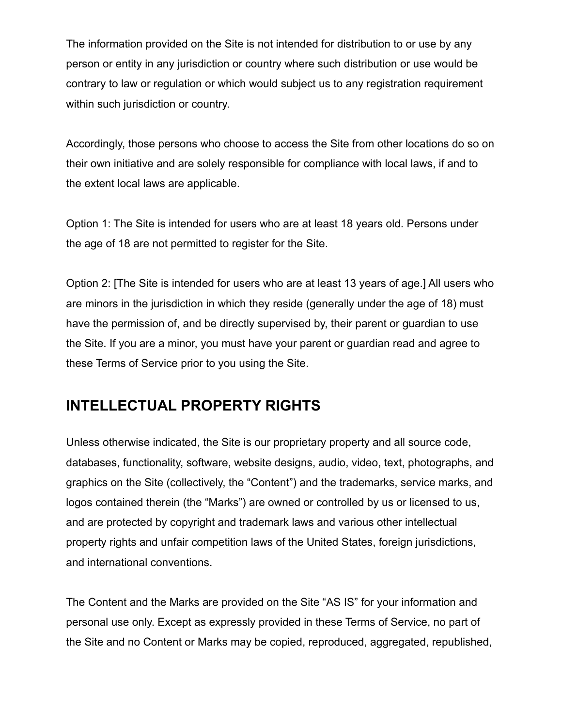The information provided on the Site is not intended for distribution to or use by any person or entity in any jurisdiction or country where such distribution or use would be contrary to law or regulation or which would subject us to any registration requirement within such jurisdiction or country.

Accordingly, those persons who choose to access the Site from other locations do so on their own initiative and are solely responsible for compliance with local laws, if and to the extent local laws are applicable.

Option 1: The Site is intended for users who are at least 18 years old. Persons under the age of 18 are not permitted to register for the Site.

Option 2: [The Site is intended for users who are at least 13 years of age.] All users who are minors in the jurisdiction in which they reside (generally under the age of 18) must have the permission of, and be directly supervised by, their parent or guardian to use the Site. If you are a minor, you must have your parent or guardian read and agree to these Terms of Service prior to you using the Site.

## INTELLECTUAL PROPERTY RIGHTS

Unless otherwise indicated, the Site is our proprietary property and all source code, databases, functionality, software, website designs, audio, video, text, photographs, and graphics on the Site (collectively, the "Content") and the trademarks, service marks, and logos contained therein (the "Marks") are owned or controlled by us or licensed to us, and are protected by copyright and trademark laws and various other intellectual property rights and unfair competition laws of the United States, foreign jurisdictions, and international conventions.

The Content and the Marks are provided on the Site "AS IS" for your information and personal use only. Except as expressly provided in these Terms of Service, no part of the Site and no Content or Marks may be copied, reproduced, aggregated, republished,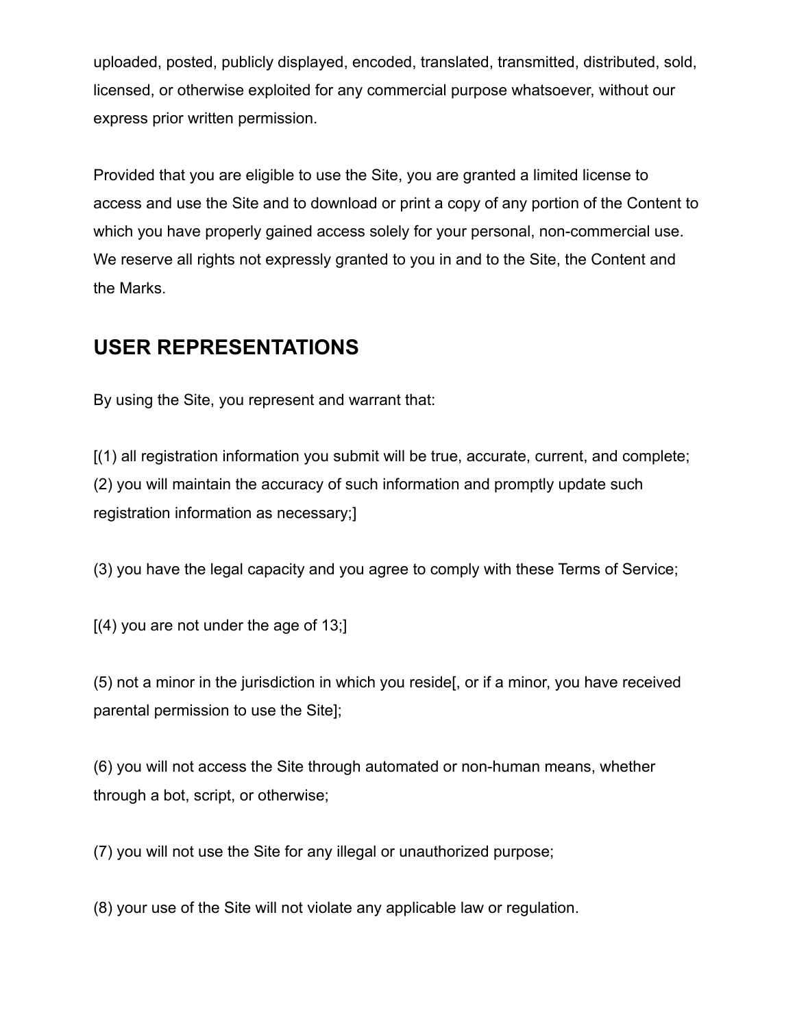uploaded, posted, publicly displayed, encoded, translated, transmitted, distributed, sold, licensed, or otherwise exploited for any commercial purpose whatsoever, without our express prior written permission.

Provided that you are eligible to use the Site, you are granted a limited license to access and use the Site and to download or print a copy of any portion of the Content to which you have properly gained access solely for your personal, non-commercial use. We reserve all rights not expressly granted to you in and to the Site, the Content and the Marks.

## USER REPRESENTATIONS

By using the Site, you represent and warrant that:

[(1) all registration information you submit will be true, accurate, current, and complete; (2) you will maintain the accuracy of such information and promptly update such registration information as necessary;]

(3) you have the legal capacity and you agree to comply with these Terms of Service;

[(4) you are not under the age of 13;]

(5) not a minor in the jurisdiction in which you reside[, or if a minor, you have received parental permission to use the Site];

(6) you will not access the Site through automated or non-human means, whether through a bot, script, or otherwise;

(7) you will not use the Site for any illegal or unauthorized purpose;

(8) your use of the Site will not violate any applicable law or regulation.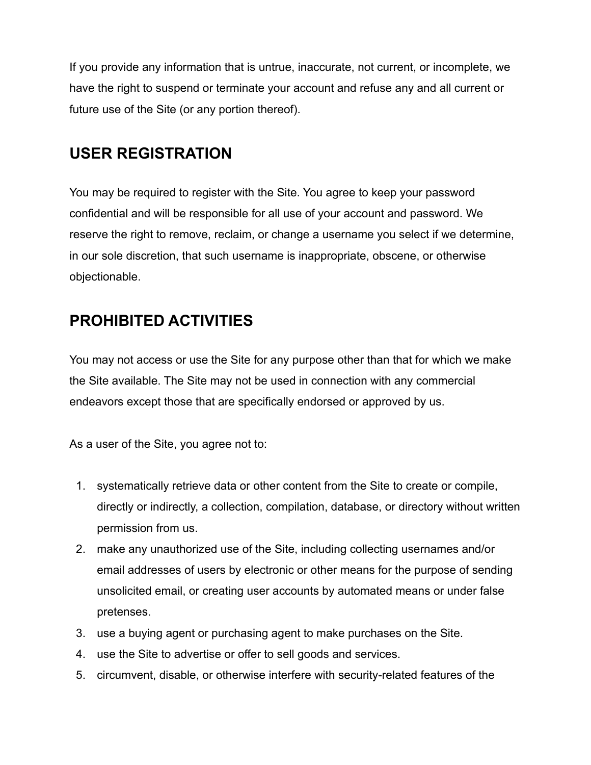If you provide any information that is untrue, inaccurate, not current, or incomplete, we have the right to suspend or terminate your account and refuse any and all current or future use of the Site (or any portion thereof).

## USER REGISTRATION

You may be required to register with the Site. You agree to keep your password confidential and will be responsible for all use of your account and password. We reserve the right to remove, reclaim, or change a username you select if we determine, in our sole discretion, that such username is inappropriate, obscene, or otherwise objectionable.

## PROHIBITED ACTIVITIES

You may not access or use the Site for any purpose other than that for which we make the Site available. The Site may not be used in connection with any commercial endeavors except those that are specifically endorsed or approved by us.

As a user of the Site, you agree not to:

1. systematically retrieve data or other content from the Site to create or compile, directly or indirectly, a collection, compilation, database, or directory without written permission from us.
2. make any unauthorized use of the Site, including collecting usernames and/or email addresses of users by electronic or other means for the purpose of sending unsolicited email, or creating user accounts by automated means or under false pretenses.
3. use a buying agent or purchasing agent to make purchases on the Site.
4. use the Site to advertise or offer to sell goods and services.
5. circumvent, disable, or otherwise interfere with security-related features of the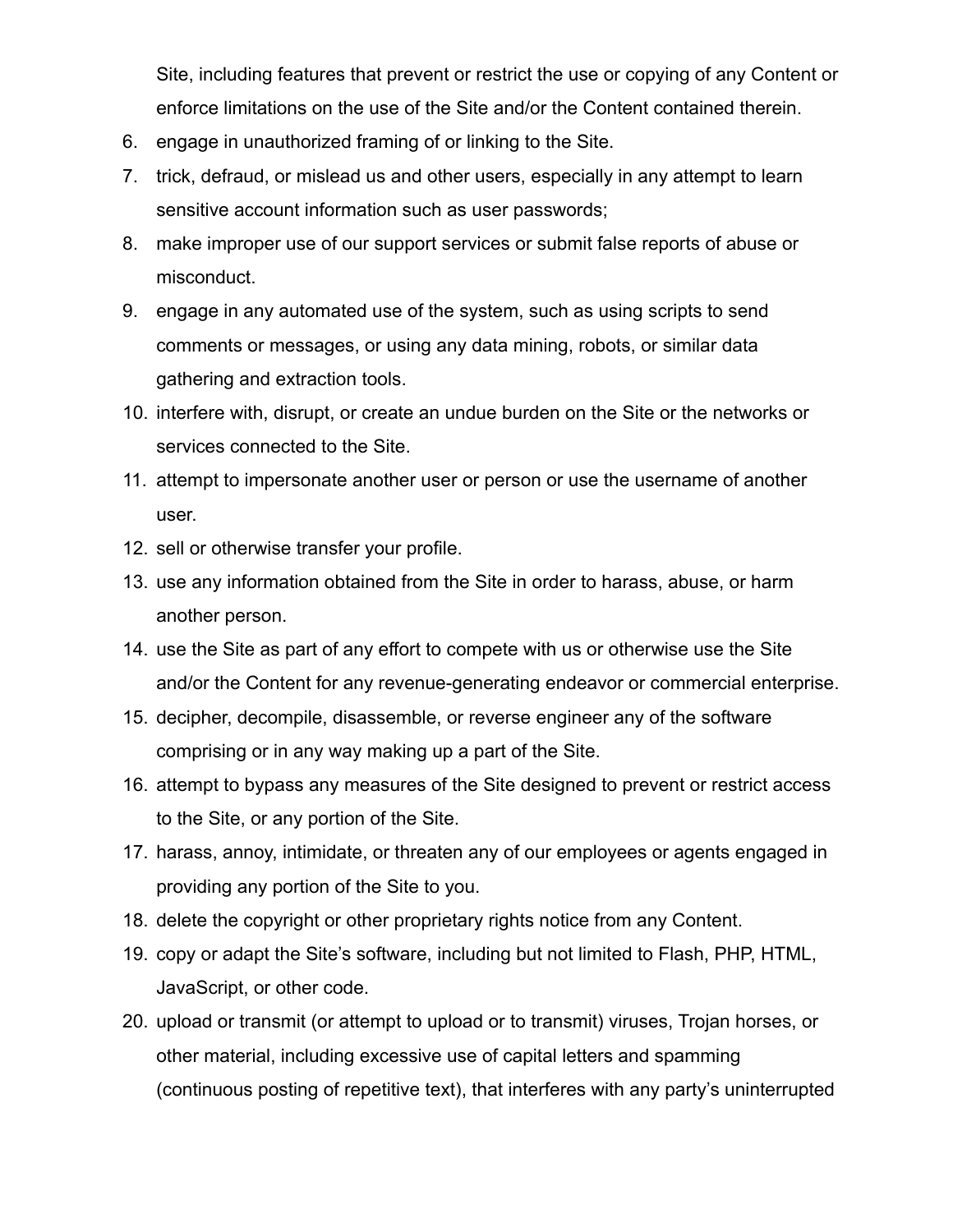Site, including features that prevent or restrict the use or copying of any Content or enforce limitations on the use of the Site and/or the Content contained therein.

6. engage in unauthorized framing of or linking to the Site.
7. trick, defraud, or mislead us and other users, especially in any attempt to learn sensitive account information such as user passwords;
8. make improper use of our support services or submit false reports of abuse or misconduct.
9. engage in any automated use of the system, such as using scripts to send comments or messages, or using any data mining, robots, or similar data gathering and extraction tools.
10. interfere with, disrupt, or create an undue burden on the Site or the networks or services connected to the Site.
11. attempt to impersonate another user or person or use the username of another user.
12. sell or otherwise transfer your profile.
13. use any information obtained from the Site in order to harass, abuse, or harm another person.
14. use the Site as part of any effort to compete with us or otherwise use the Site and/or the Content for any revenue-generating endeavor or commercial enterprise.
15. decipher, decompile, disassemble, or reverse engineer any of the software comprising or in any way making up a part of the Site.
16. attempt to bypass any measures of the Site designed to prevent or restrict access to the Site, or any portion of the Site.
17. harass, annoy, intimidate, or threaten any of our employees or agents engaged in providing any portion of the Site to you.
18. delete the copyright or other proprietary rights notice from any Content.
19. copy or adapt the Site's software, including but not limited to Flash, PHP, HTML, JavaScript, or other code.
20. upload or transmit (or attempt to upload or to transmit) viruses, Trojan horses, or other material, including excessive use of capital letters and spamming (continuous posting of repetitive text), that interferes with any party's uninterrupted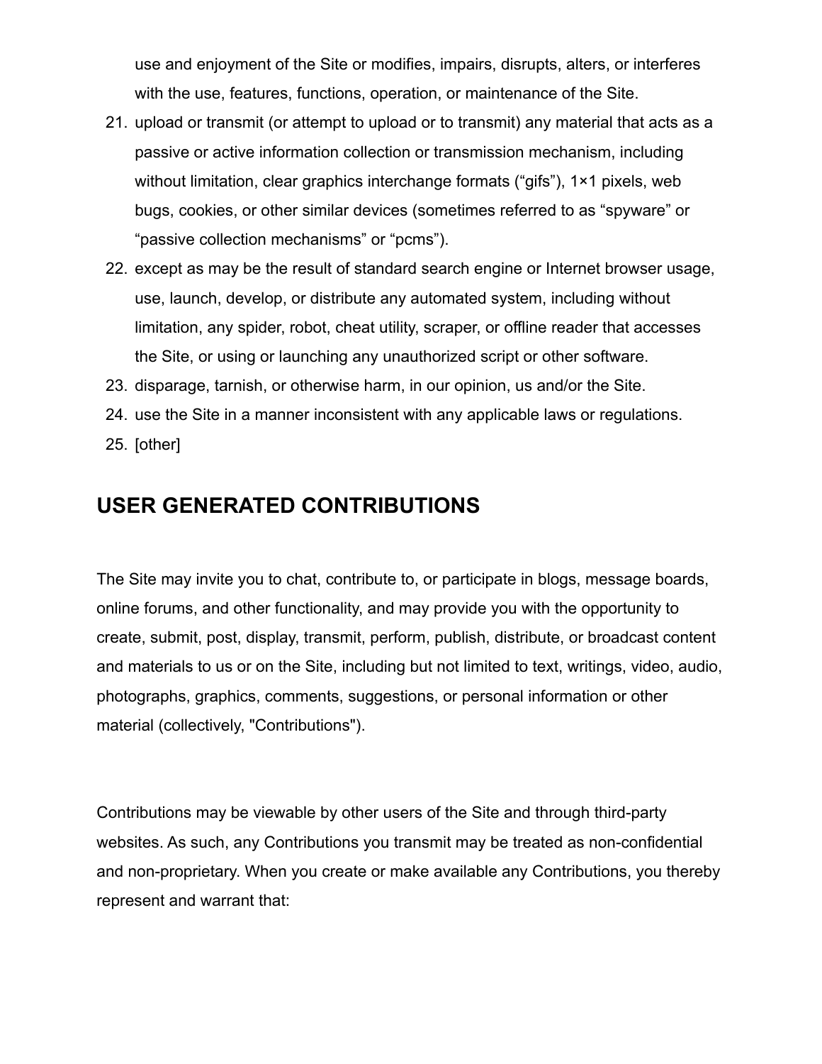use and enjoyment of the Site or modifies, impairs, disrupts, alters, or interferes with the use, features, functions, operation, or maintenance of the Site.

21. upload or transmit (or attempt to upload or to transmit) any material that acts as a passive or active information collection or transmission mechanism, including without limitation, clear graphics interchange formats (“gifs”), 1×1 pixels, web bugs, cookies, or other similar devices (sometimes referred to as “spyware” or “passive collection mechanisms” or “pcms”).
22. except as may be the result of standard search engine or Internet browser usage, use, launch, develop, or distribute any automated system, including without limitation, any spider, robot, cheat utility, scraper, or offline reader that accesses the Site, or using or launching any unauthorized script or other software.
23. disparage, tarnish, or otherwise harm, in our opinion, us and/or the Site.
24. use the Site in a manner inconsistent with any applicable laws or regulations.
25. [other]

## USER GENERATED CONTRIBUTIONS

The Site may invite you to chat, contribute to, or participate in blogs, message boards, online forums, and other functionality, and may provide you with the opportunity to create, submit, post, display, transmit, perform, publish, distribute, or broadcast content and materials to us or on the Site, including but not limited to text, writings, video, audio, photographs, graphics, comments, suggestions, or personal information or other material (collectively, "Contributions").

Contributions may be viewable by other users of the Site and through third-party websites. As such, any Contributions you transmit may be treated as non-confidential and non-proprietary. When you create or make available any Contributions, you thereby represent and warrant that: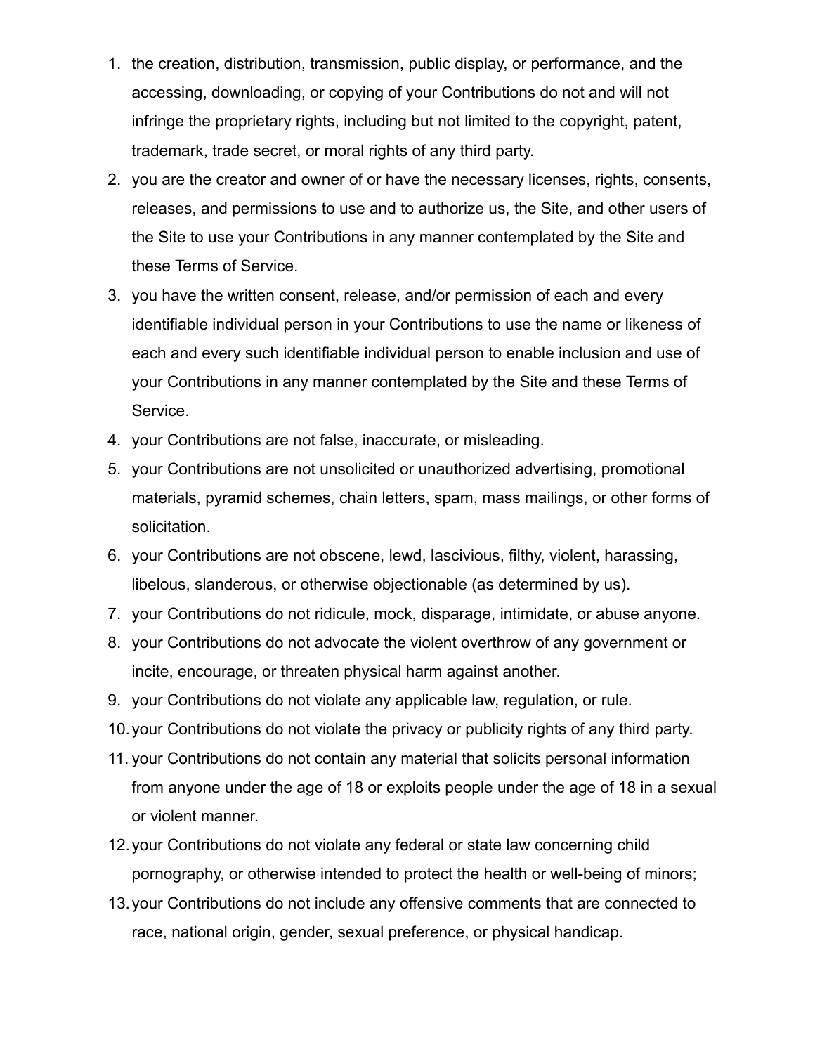1. the creation, distribution, transmission, public display, or performance, and the accessing, downloading, or copying of your Contributions do not and will not infringe the proprietary rights, including but not limited to the copyright, patent, trademark, trade secret, or moral rights of any third party.
2. you are the creator and owner of or have the necessary licenses, rights, consents, releases, and permissions to use and to authorize us, the Site, and other users of the Site to use your Contributions in any manner contemplated by the Site and these Terms of Service.
3. you have the written consent, release, and/or permission of each and every identifiable individual person in your Contributions to use the name or likeness of each and every such identifiable individual person to enable inclusion and use of your Contributions in any manner contemplated by the Site and these Terms of Service.
4. your Contributions are not false, inaccurate, or misleading.
5. your Contributions are not unsolicited or unauthorized advertising, promotional materials, pyramid schemes, chain letters, spam, mass mailings, or other forms of solicitation.
6. your Contributions are not obscene, lewd, lascivious, filthy, violent, harassing, libelous, slanderous, or otherwise objectionable (as determined by us).
7. your Contributions do not ridicule, mock, disparage, intimidate, or abuse anyone.
8. your Contributions do not advocate the violent overthrow of any government or incite, encourage, or threaten physical harm against another.
9. your Contributions do not violate any applicable law, regulation, or rule.
10. your Contributions do not violate the privacy or publicity rights of any third party.
11. your Contributions do not contain any material that solicits personal information from anyone under the age of 18 or exploits people under the age of 18 in a sexual or violent manner.
12. your Contributions do not violate any federal or state law concerning child pornography, or otherwise intended to protect the health or well-being of minors;
13. your Contributions do not include any offensive comments that are connected to race, national origin, gender, sexual preference, or physical handicap.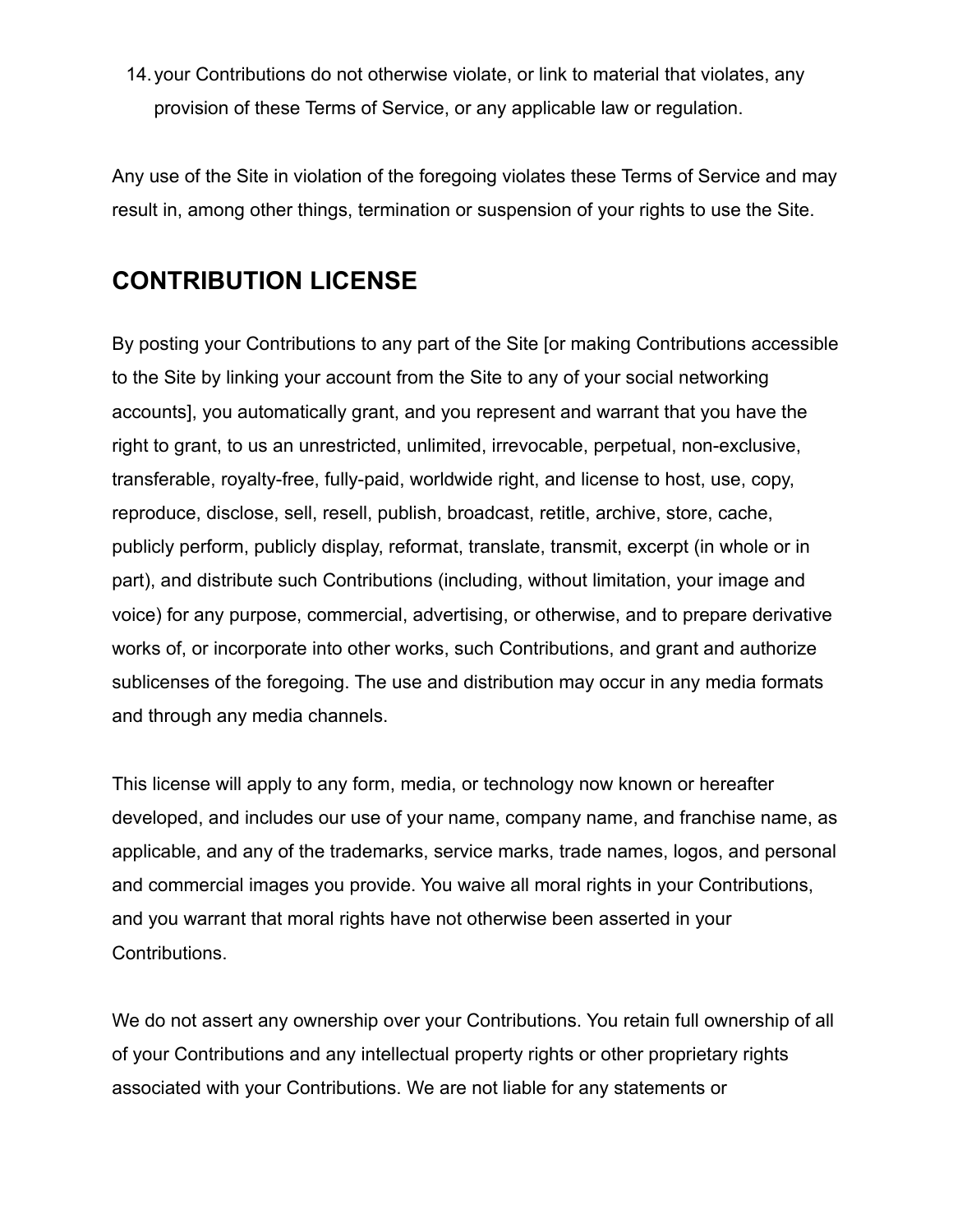14. your Contributions do not otherwise violate, or link to material that violates, any provision of these Terms of Service, or any applicable law or regulation.

Any use of the Site in violation of the foregoing violates these Terms of Service and may result in, among other things, termination or suspension of your rights to use the Site.

## CONTRIBUTION LICENSE

By posting your Contributions to any part of the Site [or making Contributions accessible to the Site by linking your account from the Site to any of your social networking accounts], you automatically grant, and you represent and warrant that you have the right to grant, to us an unrestricted, unlimited, irrevocable, perpetual, non-exclusive, transferable, royalty-free, fully-paid, worldwide right, and license to host, use, copy, reproduce, disclose, sell, resell, publish, broadcast, retitle, archive, store, cache, publicly perform, publicly display, reformat, translate, transmit, excerpt (in whole or in part), and distribute such Contributions (including, without limitation, your image and voice) for any purpose, commercial, advertising, or otherwise, and to prepare derivative works of, or incorporate into other works, such Contributions, and grant and authorize sublicenses of the foregoing. The use and distribution may occur in any media formats and through any media channels.

This license will apply to any form, media, or technology now known or hereafter developed, and includes our use of your name, company name, and franchise name, as applicable, and any of the trademarks, service marks, trade names, logos, and personal and commercial images you provide. You waive all moral rights in your Contributions, and you warrant that moral rights have not otherwise been asserted in your Contributions.

We do not assert any ownership over your Contributions. You retain full ownership of all of your Contributions and any intellectual property rights or other proprietary rights associated with your Contributions. We are not liable for any statements or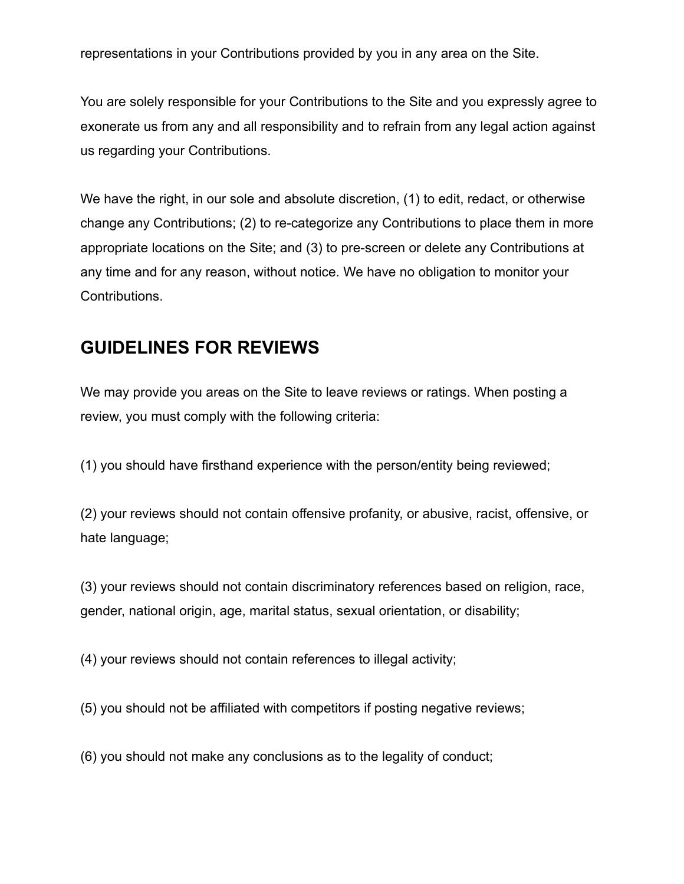representations in your Contributions provided by you in any area on the Site.

You are solely responsible for your Contributions to the Site and you expressly agree to exonerate us from any and all responsibility and to refrain from any legal action against us regarding your Contributions.

We have the right, in our sole and absolute discretion, (1) to edit, redact, or otherwise change any Contributions; (2) to re-categorize any Contributions to place them in more appropriate locations on the Site; and (3) to pre-screen or delete any Contributions at any time and for any reason, without notice. We have no obligation to monitor your Contributions.

## GUIDELINES FOR REVIEWS

We may provide you areas on the Site to leave reviews or ratings. When posting a review, you must comply with the following criteria:

(1) you should have firsthand experience with the person/entity being reviewed;

(2) your reviews should not contain offensive profanity, or abusive, racist, offensive, or hate language;

(3) your reviews should not contain discriminatory references based on religion, race, gender, national origin, age, marital status, sexual orientation, or disability;

(4) your reviews should not contain references to illegal activity;

(5) you should not be affiliated with competitors if posting negative reviews;

(6) you should not make any conclusions as to the legality of conduct;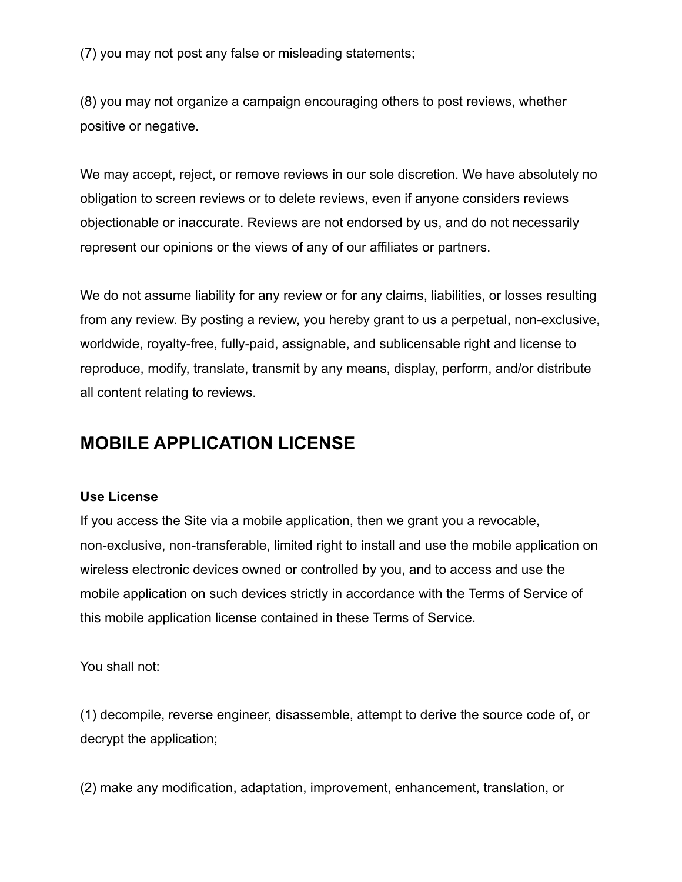(7) you may not post any false or misleading statements;

(8) you may not organize a campaign encouraging others to post reviews, whether positive or negative.

We may accept, reject, or remove reviews in our sole discretion. We have absolutely no obligation to screen reviews or to delete reviews, even if anyone considers reviews objectionable or inaccurate. Reviews are not endorsed by us, and do not necessarily represent our opinions or the views of any of our affiliates or partners.

We do not assume liability for any review or for any claims, liabilities, or losses resulting from any review. By posting a review, you hereby grant to us a perpetual, non-exclusive, worldwide, royalty-free, fully-paid, assignable, and sublicensable right and license to reproduce, modify, translate, transmit by any means, display, perform, and/or distribute all content relating to reviews.

## MOBILE APPLICATION LICENSE

**Use License**

If you access the Site via a mobile application, then we grant you a revocable, non-exclusive, non-transferable, limited right to install and use the mobile application on wireless electronic devices owned or controlled by you, and to access and use the mobile application on such devices strictly in accordance with the Terms of Service of this mobile application license contained in these Terms of Service.

You shall not:

(1) decompile, reverse engineer, disassemble, attempt to derive the source code of, or decrypt the application;

(2) make any modification, adaptation, improvement, enhancement, translation, or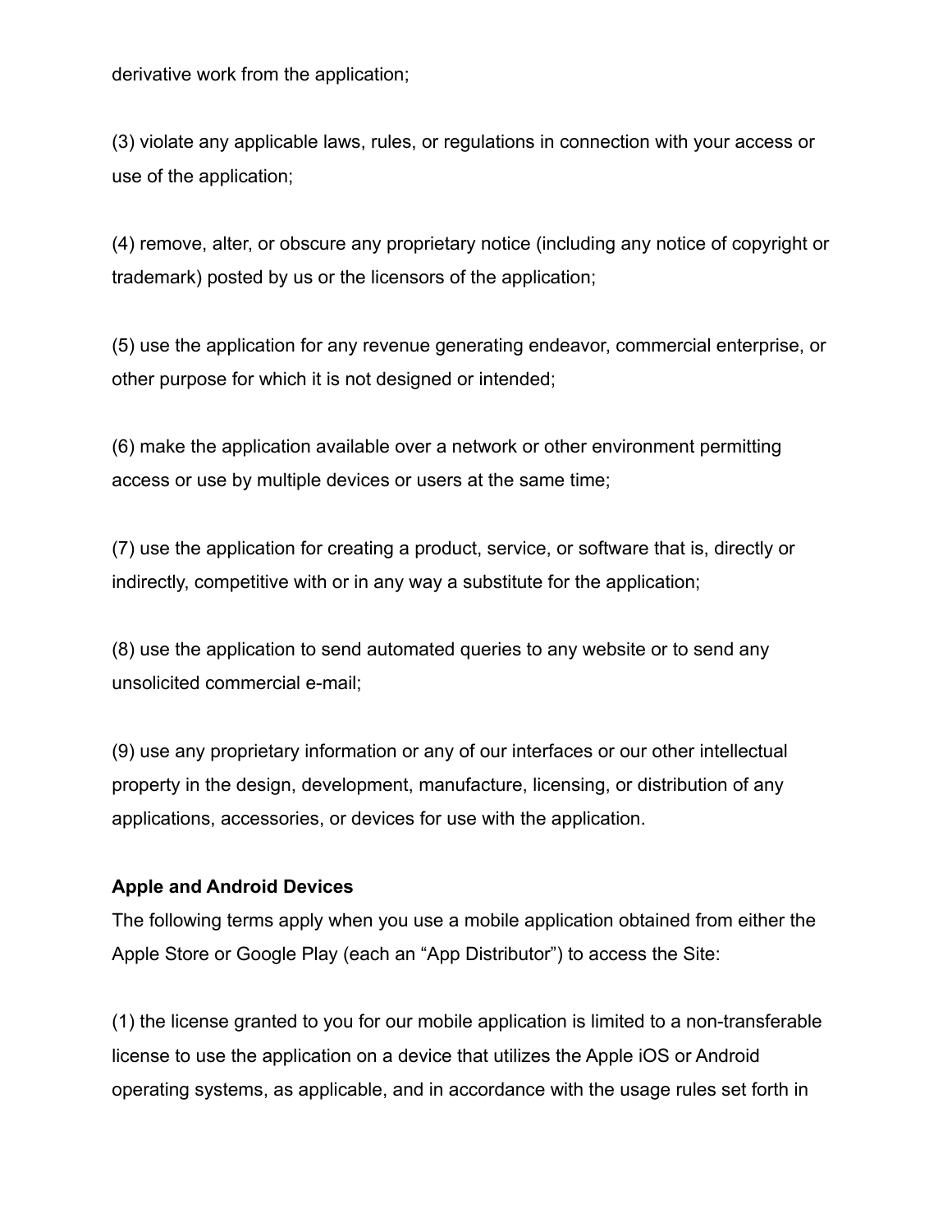derivative work from the application;

(3) violate any applicable laws, rules, or regulations in connection with your access or use of the application;

(4) remove, alter, or obscure any proprietary notice (including any notice of copyright or trademark) posted by us or the licensors of the application;

(5) use the application for any revenue generating endeavor, commercial enterprise, or other purpose for which it is not designed or intended;

(6) make the application available over a network or other environment permitting access or use by multiple devices or users at the same time;

(7) use the application for creating a product, service, or software that is, directly or indirectly, competitive with or in any way a substitute for the application;

(8) use the application to send automated queries to any website or to send any unsolicited commercial e-mail;

(9) use any proprietary information or any of our interfaces or our other intellectual property in the design, development, manufacture, licensing, or distribution of any applications, accessories, or devices for use with the application.

**Apple and Android Devices**

The following terms apply when you use a mobile application obtained from either the Apple Store or Google Play (each an "App Distributor") to access the Site:

(1) the license granted to you for our mobile application is limited to a non-transferable license to use the application on a device that utilizes the Apple iOS or Android operating systems, as applicable, and in accordance with the usage rules set forth in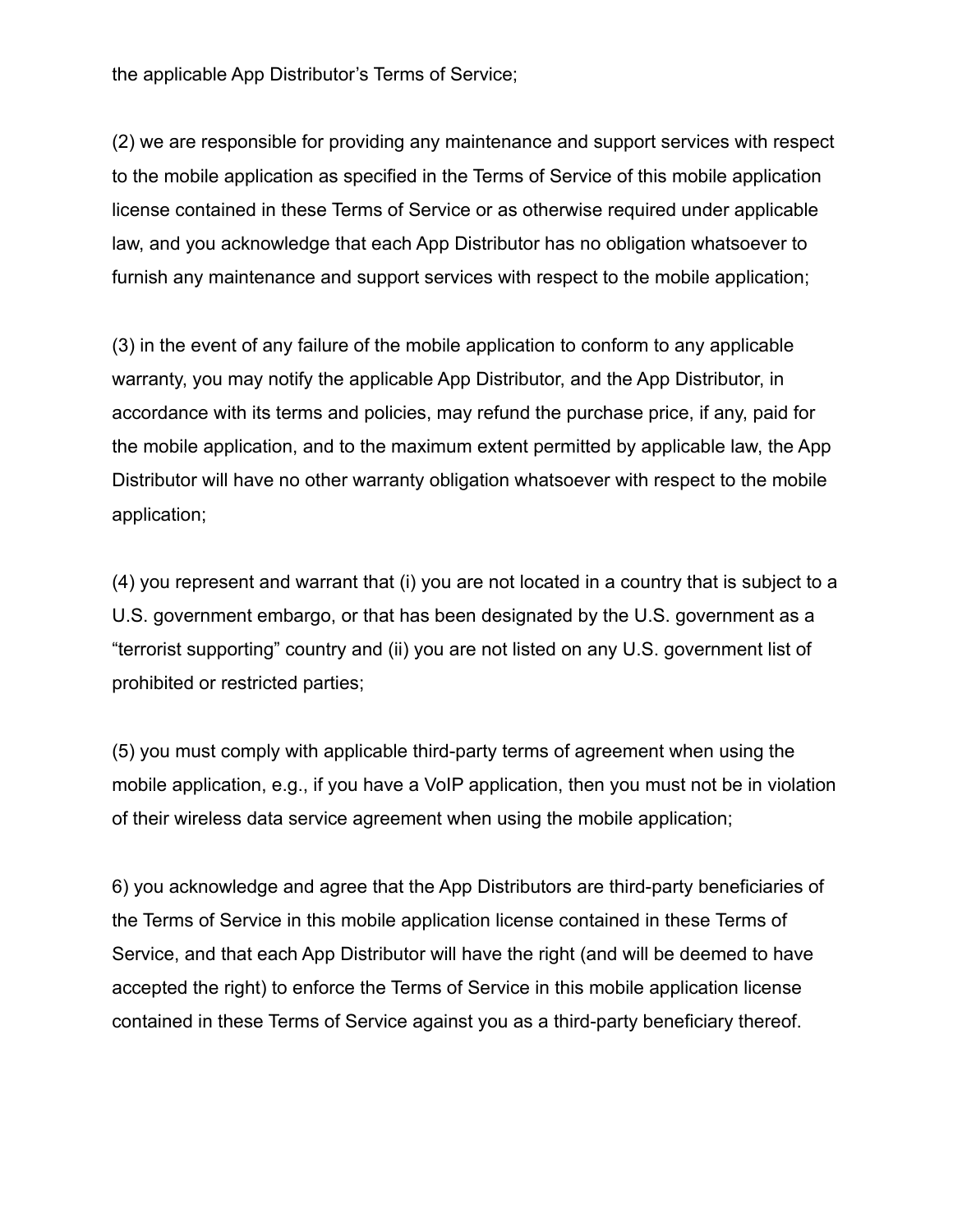the applicable App Distributor's Terms of Service;

(2) we are responsible for providing any maintenance and support services with respect to the mobile application as specified in the Terms of Service of this mobile application license contained in these Terms of Service or as otherwise required under applicable law, and you acknowledge that each App Distributor has no obligation whatsoever to furnish any maintenance and support services with respect to the mobile application;

(3) in the event of any failure of the mobile application to conform to any applicable warranty, you may notify the applicable App Distributor, and the App Distributor, in accordance with its terms and policies, may refund the purchase price, if any, paid for the mobile application, and to the maximum extent permitted by applicable law, the App Distributor will have no other warranty obligation whatsoever with respect to the mobile application;

(4) you represent and warrant that (i) you are not located in a country that is subject to a U.S. government embargo, or that has been designated by the U.S. government as a "terrorist supporting" country and (ii) you are not listed on any U.S. government list of prohibited or restricted parties;

(5) you must comply with applicable third-party terms of agreement when using the mobile application, e.g., if you have a VoIP application, then you must not be in violation of their wireless data service agreement when using the mobile application;

6) you acknowledge and agree that the App Distributors are third-party beneficiaries of the Terms of Service in this mobile application license contained in these Terms of Service, and that each App Distributor will have the right (and will be deemed to have accepted the right) to enforce the Terms of Service in this mobile application license contained in these Terms of Service against you as a third-party beneficiary thereof.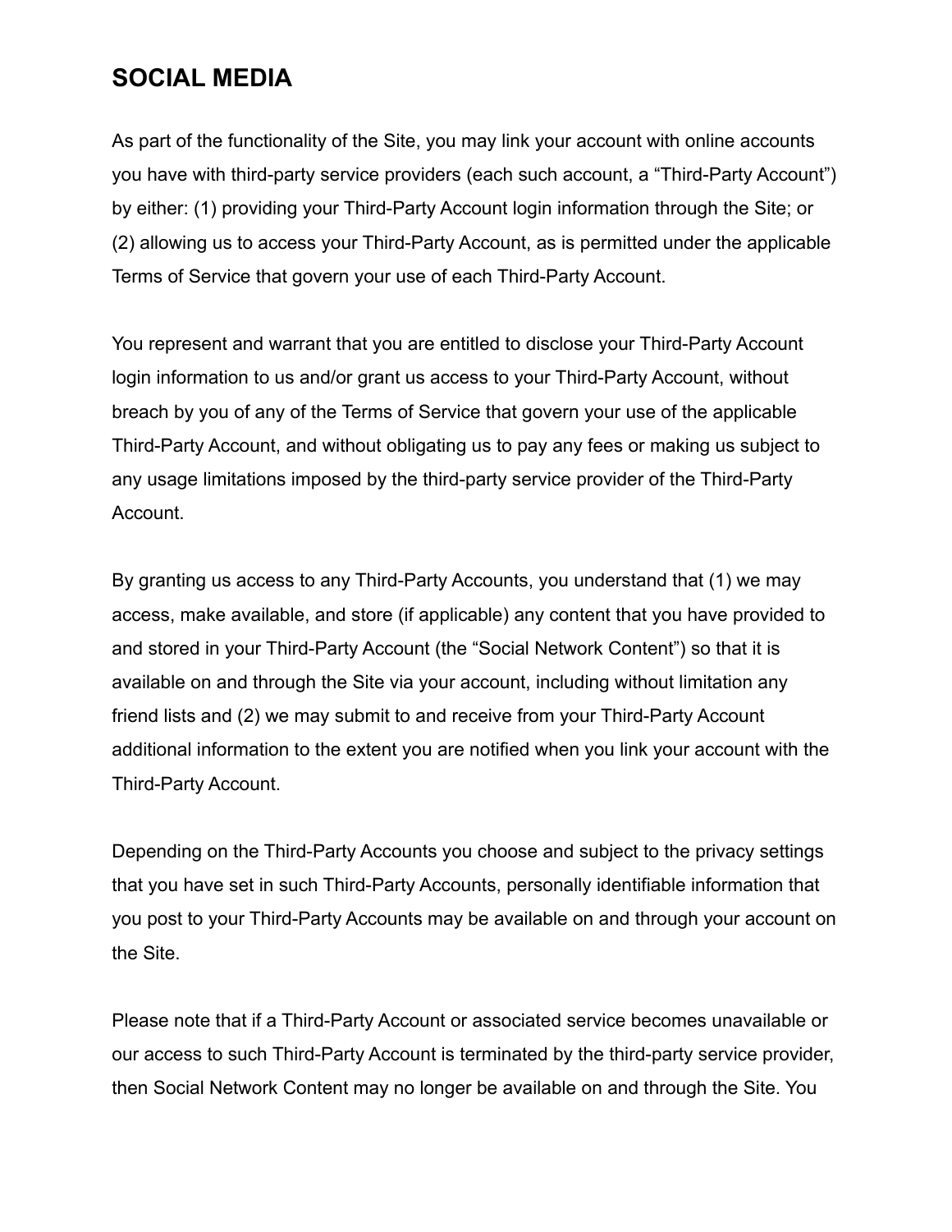## SOCIAL MEDIA

As part of the functionality of the Site, you may link your account with online accounts you have with third-party service providers (each such account, a “Third-Party Account”) by either: (1) providing your Third-Party Account login information through the Site; or (2) allowing us to access your Third-Party Account, as is permitted under the applicable Terms of Service that govern your use of each Third-Party Account.

You represent and warrant that you are entitled to disclose your Third-Party Account login information to us and/or grant us access to your Third-Party Account, without breach by you of any of the Terms of Service that govern your use of the applicable Third-Party Account, and without obligating us to pay any fees or making us subject to any usage limitations imposed by the third-party service provider of the Third-Party Account.

By granting us access to any Third-Party Accounts, you understand that (1) we may access, make available, and store (if applicable) any content that you have provided to and stored in your Third-Party Account (the “Social Network Content”) so that it is available on and through the Site via your account, including without limitation any friend lists and (2) we may submit to and receive from your Third-Party Account additional information to the extent you are notified when you link your account with the Third-Party Account.

Depending on the Third-Party Accounts you choose and subject to the privacy settings that you have set in such Third-Party Accounts, personally identifiable information that you post to your Third-Party Accounts may be available on and through your account on the Site.

Please note that if a Third-Party Account or associated service becomes unavailable or our access to such Third-Party Account is terminated by the third-party service provider, then Social Network Content may no longer be available on and through the Site. You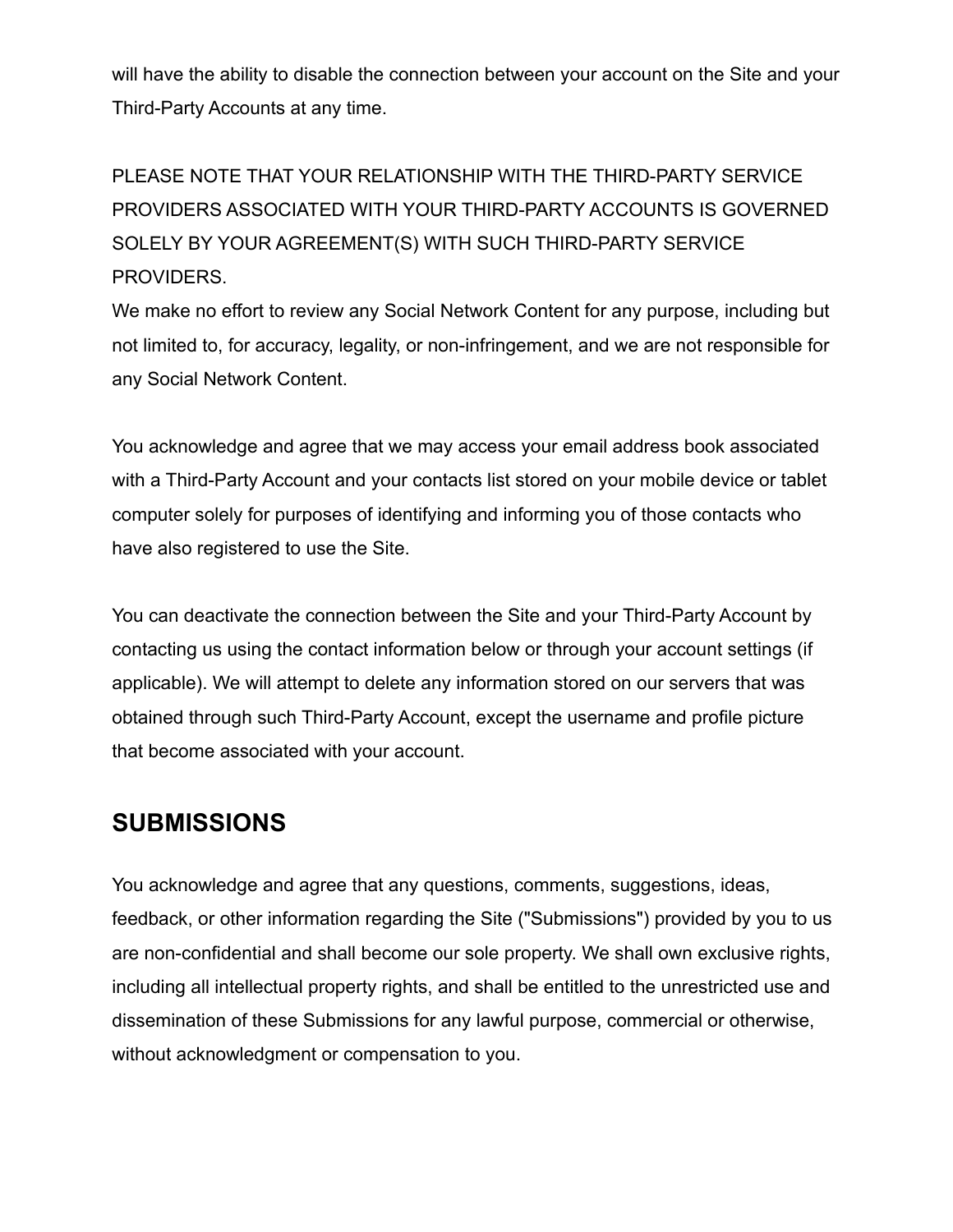will have the ability to disable the connection between your account on the Site and your Third-Party Accounts at any time.

PLEASE NOTE THAT YOUR RELATIONSHIP WITH THE THIRD-PARTY SERVICE PROVIDERS ASSOCIATED WITH YOUR THIRD-PARTY ACCOUNTS IS GOVERNED SOLELY BY YOUR AGREEMENT(S) WITH SUCH THIRD-PARTY SERVICE PROVIDERS.
We make no effort to review any Social Network Content for any purpose, including but not limited to, for accuracy, legality, or non-infringement, and we are not responsible for any Social Network Content.

You acknowledge and agree that we may access your email address book associated with a Third-Party Account and your contacts list stored on your mobile device or tablet computer solely for purposes of identifying and informing you of those contacts who have also registered to use the Site.

You can deactivate the connection between the Site and your Third-Party Account by contacting us using the contact information below or through your account settings (if applicable). We will attempt to delete any information stored on our servers that was obtained through such Third-Party Account, except the username and profile picture that become associated with your account.

## SUBMISSIONS

You acknowledge and agree that any questions, comments, suggestions, ideas, feedback, or other information regarding the Site ("Submissions") provided by you to us are non-confidential and shall become our sole property. We shall own exclusive rights, including all intellectual property rights, and shall be entitled to the unrestricted use and dissemination of these Submissions for any lawful purpose, commercial or otherwise, without acknowledgment or compensation to you.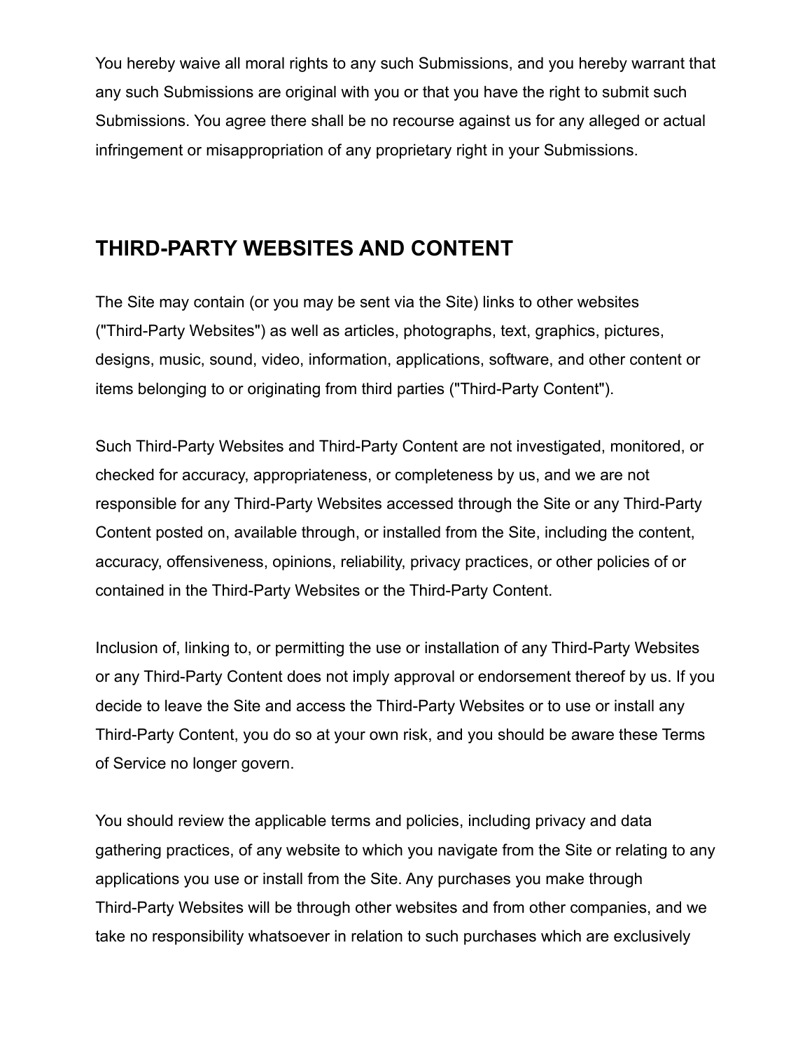You hereby waive all moral rights to any such Submissions, and you hereby warrant that any such Submissions are original with you or that you have the right to submit such Submissions. You agree there shall be no recourse against us for any alleged or actual infringement or misappropriation of any proprietary right in your Submissions.

## THIRD-PARTY WEBSITES AND CONTENT

The Site may contain (or you may be sent via the Site) links to other websites ("Third-Party Websites") as well as articles, photographs, text, graphics, pictures, designs, music, sound, video, information, applications, software, and other content or items belonging to or originating from third parties ("Third-Party Content").

Such Third-Party Websites and Third-Party Content are not investigated, monitored, or checked for accuracy, appropriateness, or completeness by us, and we are not responsible for any Third-Party Websites accessed through the Site or any Third-Party Content posted on, available through, or installed from the Site, including the content, accuracy, offensiveness, opinions, reliability, privacy practices, or other policies of or contained in the Third-Party Websites or the Third-Party Content.

Inclusion of, linking to, or permitting the use or installation of any Third-Party Websites or any Third-Party Content does not imply approval or endorsement thereof by us. If you decide to leave the Site and access the Third-Party Websites or to use or install any Third-Party Content, you do so at your own risk, and you should be aware these Terms of Service no longer govern.

You should review the applicable terms and policies, including privacy and data gathering practices, of any website to which you navigate from the Site or relating to any applications you use or install from the Site. Any purchases you make through Third-Party Websites will be through other websites and from other companies, and we take no responsibility whatsoever in relation to such purchases which are exclusively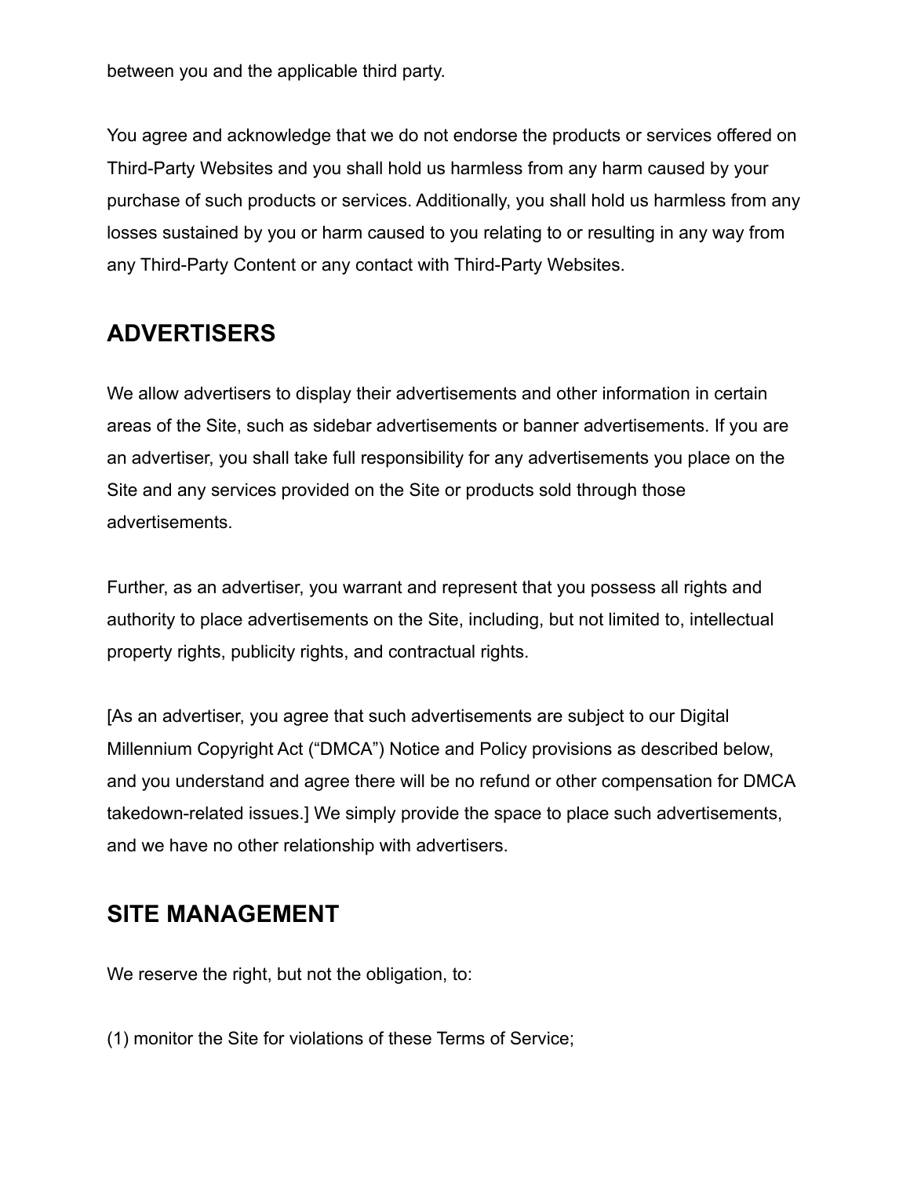between you and the applicable third party.

You agree and acknowledge that we do not endorse the products or services offered on Third-Party Websites and you shall hold us harmless from any harm caused by your purchase of such products or services. Additionally, you shall hold us harmless from any losses sustained by you or harm caused to you relating to or resulting in any way from any Third-Party Content or any contact with Third-Party Websites.

## ADVERTISERS

We allow advertisers to display their advertisements and other information in certain areas of the Site, such as sidebar advertisements or banner advertisements. If you are an advertiser, you shall take full responsibility for any advertisements you place on the Site and any services provided on the Site or products sold through those advertisements.

Further, as an advertiser, you warrant and represent that you possess all rights and authority to place advertisements on the Site, including, but not limited to, intellectual property rights, publicity rights, and contractual rights.

[As an advertiser, you agree that such advertisements are subject to our Digital Millennium Copyright Act ("DMCA") Notice and Policy provisions as described below, and you understand and agree there will be no refund or other compensation for DMCA takedown-related issues.] We simply provide the space to place such advertisements, and we have no other relationship with advertisers.

## SITE MANAGEMENT

We reserve the right, but not the obligation, to:

(1) monitor the Site for violations of these Terms of Service;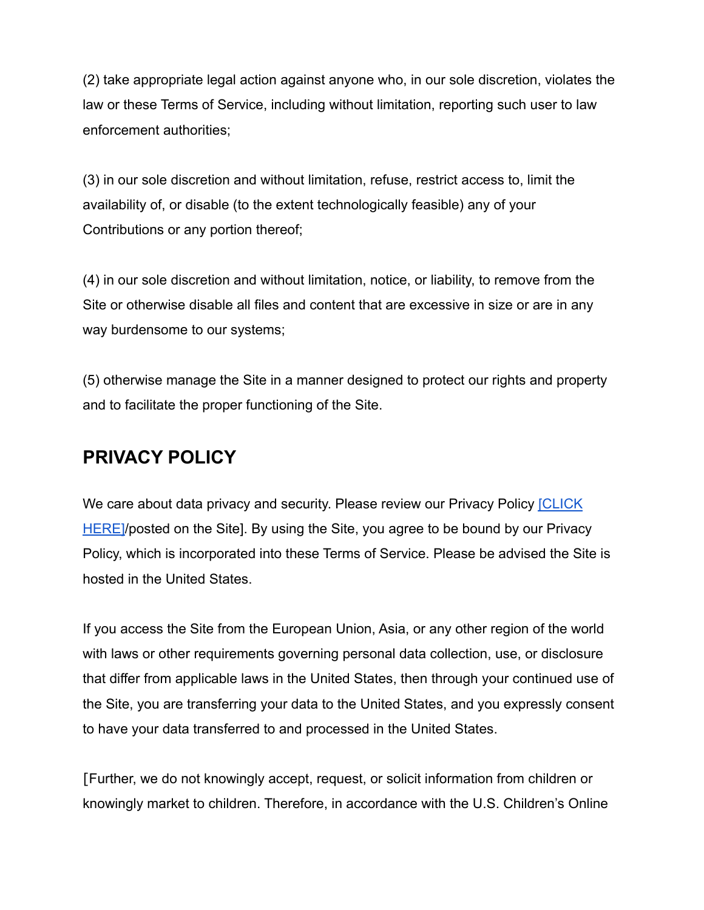(2) take appropriate legal action against anyone who, in our sole discretion, violates the law or these Terms of Service, including without limitation, reporting such user to law enforcement authorities;

(3) in our sole discretion and without limitation, refuse, restrict access to, limit the availability of, or disable (to the extent technologically feasible) any of your Contributions or any portion thereof;

(4) in our sole discretion and without limitation, notice, or liability, to remove from the Site or otherwise disable all files and content that are excessive in size or are in any way burdensome to our systems;

(5) otherwise manage the Site in a manner designed to protect our rights and property and to facilitate the proper functioning of the Site.

## PRIVACY POLICY

We care about data privacy and security. Please review our Privacy Policy [CLICK HERE]/posted on the Site]. By using the Site, you agree to be bound by our Privacy Policy, which is incorporated into these Terms of Service. Please be advised the Site is hosted in the United States.

If you access the Site from the European Union, Asia, or any other region of the world with laws or other requirements governing personal data collection, use, or disclosure that differ from applicable laws in the United States, then through your continued use of the Site, you are transferring your data to the United States, and you expressly consent to have your data transferred to and processed in the United States.

[Further, we do not knowingly accept, request, or solicit information from children or knowingly market to children. Therefore, in accordance with the U.S. Children's Online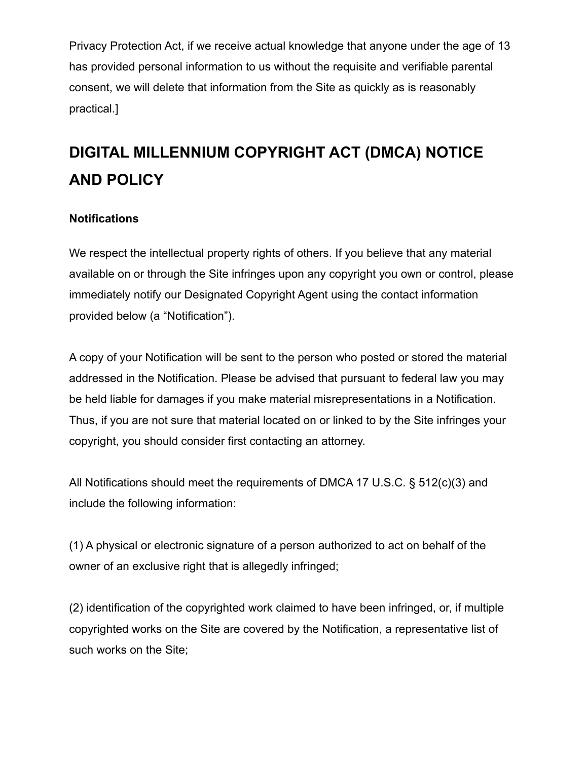Privacy Protection Act, if we receive actual knowledge that anyone under the age of 13 has provided personal information to us without the requisite and verifiable parental consent, we will delete that information from the Site as quickly as is reasonably practical.]

## DIGITAL MILLENNIUM COPYRIGHT ACT (DMCA) NOTICE AND POLICY

### Notifications

We respect the intellectual property rights of others. If you believe that any material available on or through the Site infringes upon any copyright you own or control, please immediately notify our Designated Copyright Agent using the contact information provided below (a “Notification”).

A copy of your Notification will be sent to the person who posted or stored the material addressed in the Notification. Please be advised that pursuant to federal law you may be held liable for damages if you make material misrepresentations in a Notification. Thus, if you are not sure that material located on or linked to by the Site infringes your copyright, you should consider first contacting an attorney.

All Notifications should meet the requirements of DMCA 17 U.S.C. § 512(c)(3) and include the following information:

(1) A physical or electronic signature of a person authorized to act on behalf of the owner of an exclusive right that is allegedly infringed;

(2) identification of the copyrighted work claimed to have been infringed, or, if multiple copyrighted works on the Site are covered by the Notification, a representative list of such works on the Site;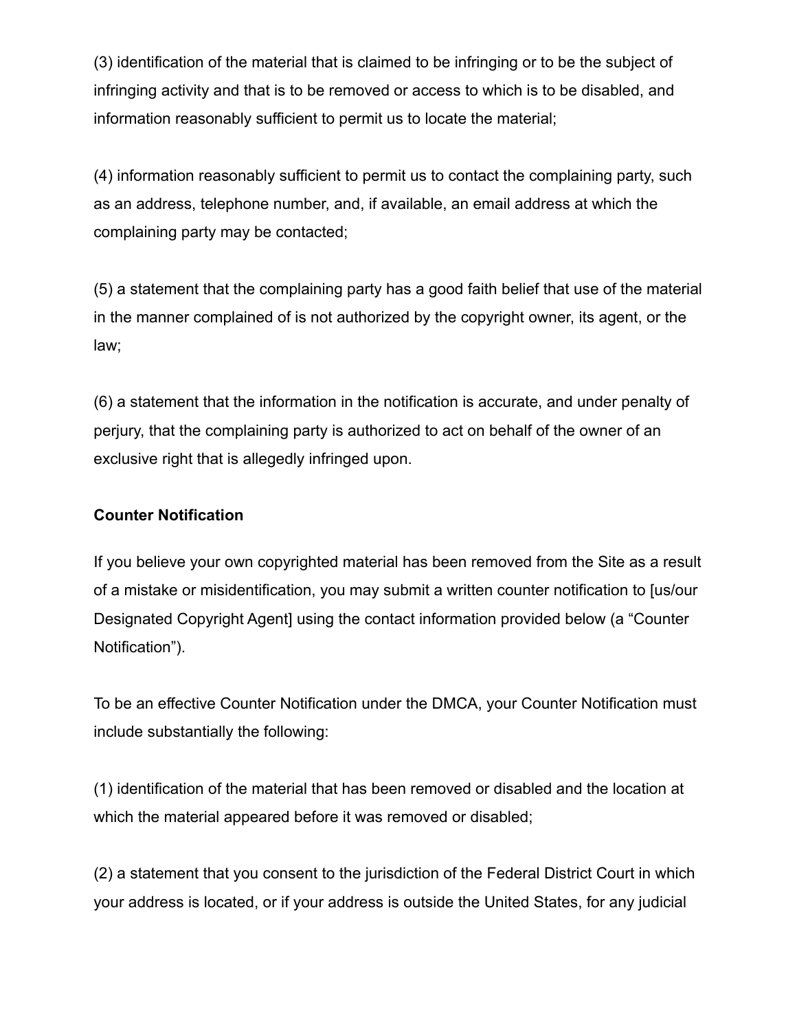(3) identification of the material that is claimed to be infringing or to be the subject of infringing activity and that is to be removed or access to which is to be disabled, and information reasonably sufficient to permit us to locate the material;

(4) information reasonably sufficient to permit us to contact the complaining party, such as an address, telephone number, and, if available, an email address at which the complaining party may be contacted;

(5) a statement that the complaining party has a good faith belief that use of the material in the manner complained of is not authorized by the copyright owner, its agent, or the law;

(6) a statement that the information in the notification is accurate, and under penalty of perjury, that the complaining party is authorized to act on behalf of the owner of an exclusive right that is allegedly infringed upon.

**Counter Notification**

If you believe your own copyrighted material has been removed from the Site as a result of a mistake or misidentification, you may submit a written counter notification to [us/our Designated Copyright Agent] using the contact information provided below (a "Counter Notification").

To be an effective Counter Notification under the DMCA, your Counter Notification must include substantially the following:

(1) identification of the material that has been removed or disabled and the location at which the material appeared before it was removed or disabled;

(2) a statement that you consent to the jurisdiction of the Federal District Court in which your address is located, or if your address is outside the United States, for any judicial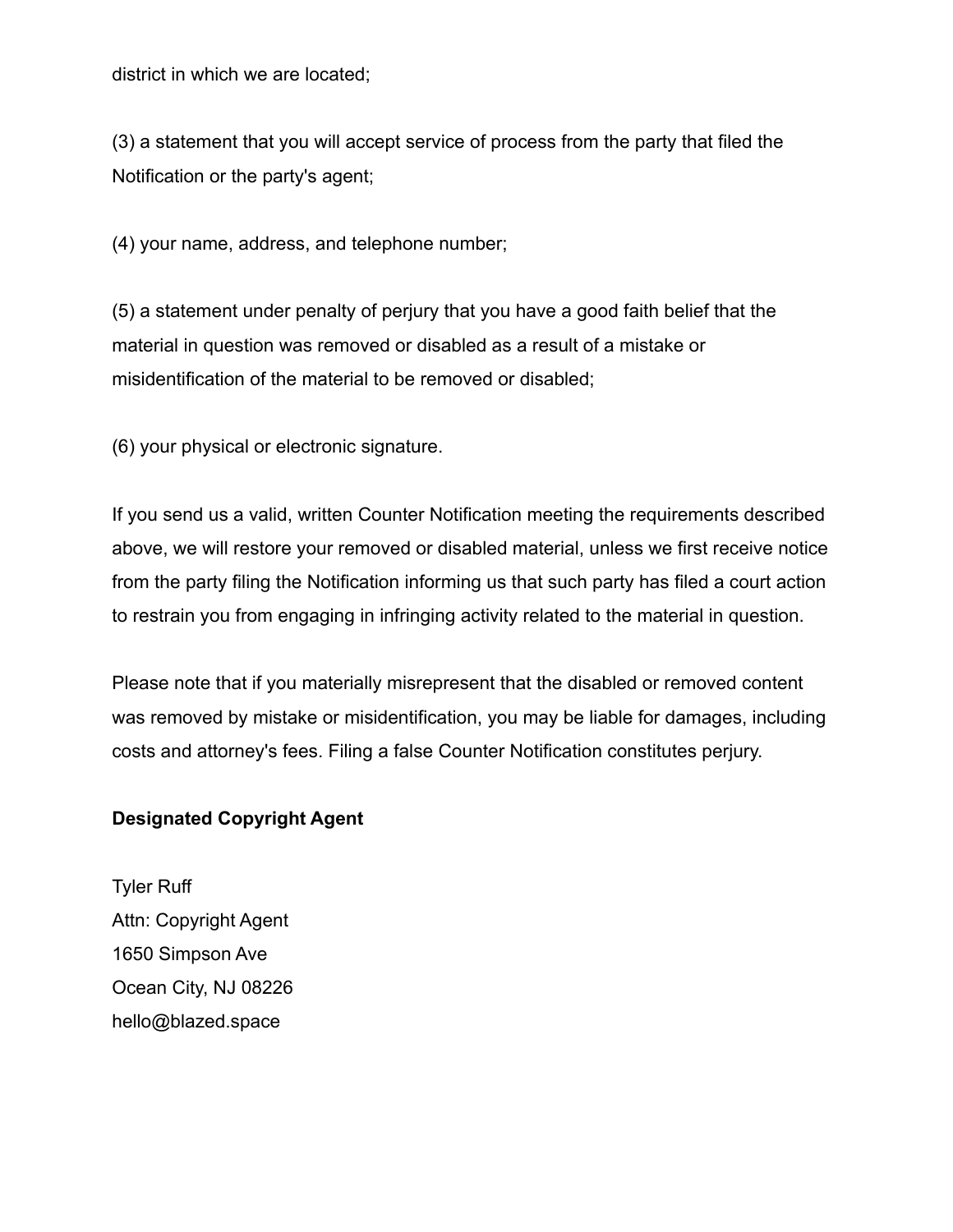district in which we are located;

(3) a statement that you will accept service of process from the party that filed the Notification or the party's agent;

(4) your name, address, and telephone number;

(5) a statement under penalty of perjury that you have a good faith belief that the material in question was removed or disabled as a result of a mistake or misidentification of the material to be removed or disabled;

(6) your physical or electronic signature.

If you send us a valid, written Counter Notification meeting the requirements described above, we will restore your removed or disabled material, unless we first receive notice from the party filing the Notification informing us that such party has filed a court action to restrain you from engaging in infringing activity related to the material in question.

Please note that if you materially misrepresent that the disabled or removed content was removed by mistake or misidentification, you may be liable for damages, including costs and attorney's fees. Filing a false Counter Notification constitutes perjury.

**Designated Copyright Agent**

Tyler Ruff  
Attn: Copyright Agent  
1650 Simpson Ave  
Ocean City, NJ 08226  
hello@blazed.space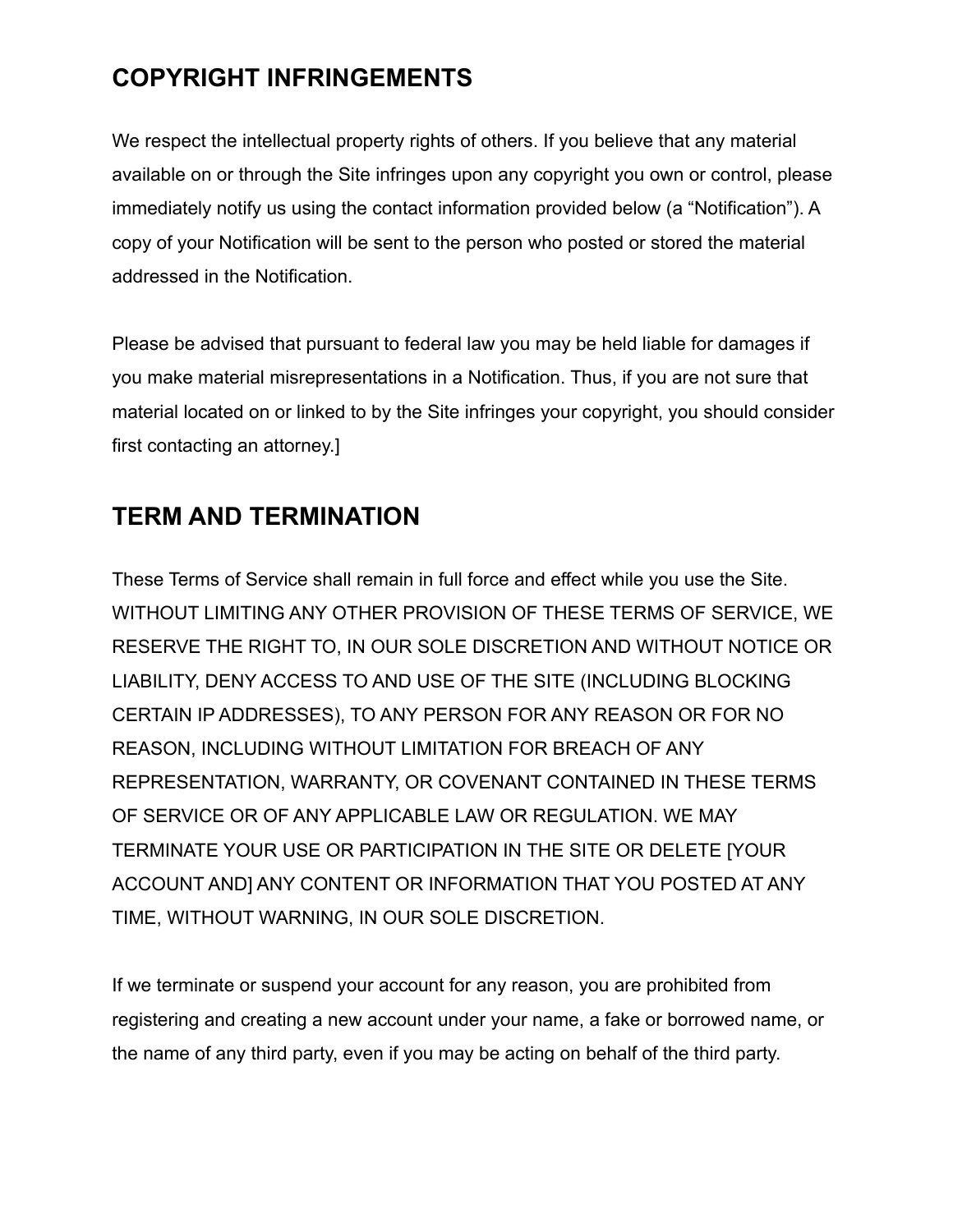## COPYRIGHT INFRINGEMENTS

We respect the intellectual property rights of others. If you believe that any material available on or through the Site infringes upon any copyright you own or control, please immediately notify us using the contact information provided below (a “Notification”). A copy of your Notification will be sent to the person who posted or stored the material addressed in the Notification.

Please be advised that pursuant to federal law you may be held liable for damages if you make material misrepresentations in a Notification. Thus, if you are not sure that material located on or linked to by the Site infringes your copyright, you should consider first contacting an attorney.]

## TERM AND TERMINATION

These Terms of Service shall remain in full force and effect while you use the Site. WITHOUT LIMITING ANY OTHER PROVISION OF THESE TERMS OF SERVICE, WE RESERVE THE RIGHT TO, IN OUR SOLE DISCRETION AND WITHOUT NOTICE OR LIABILITY, DENY ACCESS TO AND USE OF THE SITE (INCLUDING BLOCKING CERTAIN IP ADDRESSES), TO ANY PERSON FOR ANY REASON OR FOR NO REASON, INCLUDING WITHOUT LIMITATION FOR BREACH OF ANY REPRESENTATION, WARRANTY, OR COVENANT CONTAINED IN THESE TERMS OF SERVICE OR OF ANY APPLICABLE LAW OR REGULATION. WE MAY TERMINATE YOUR USE OR PARTICIPATION IN THE SITE OR DELETE [YOUR ACCOUNT AND] ANY CONTENT OR INFORMATION THAT YOU POSTED AT ANY TIME, WITHOUT WARNING, IN OUR SOLE DISCRETION.

If we terminate or suspend your account for any reason, you are prohibited from registering and creating a new account under your name, a fake or borrowed name, or the name of any third party, even if you may be acting on behalf of the third party.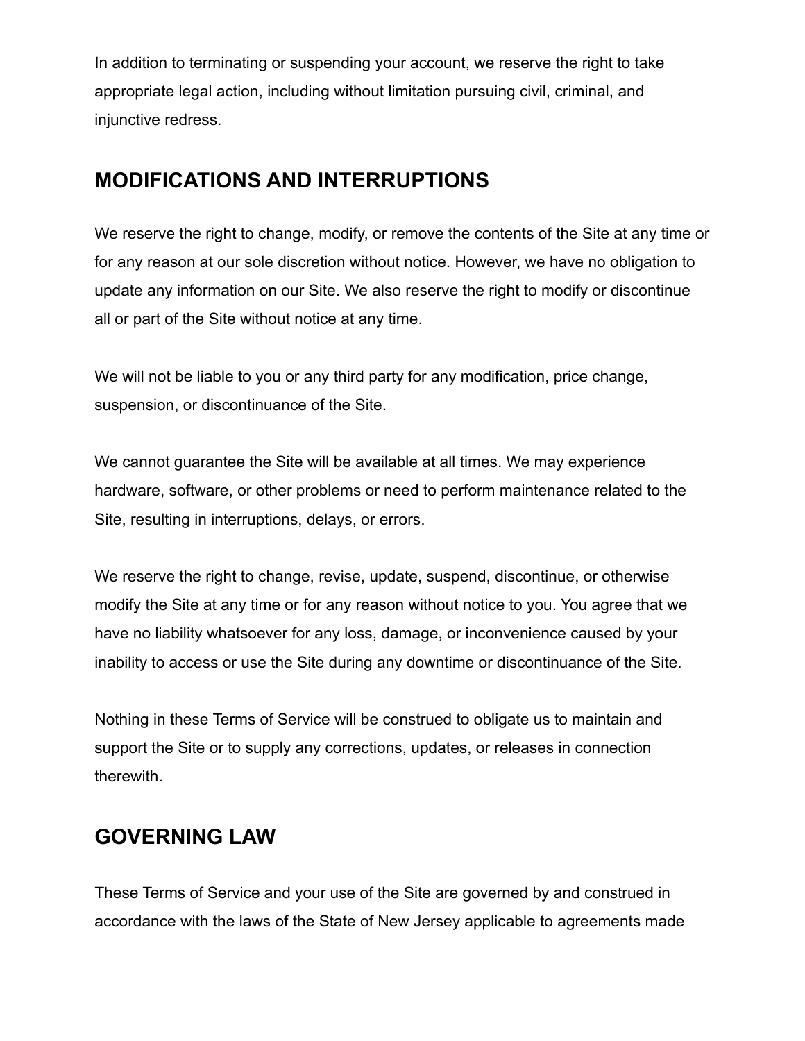In addition to terminating or suspending your account, we reserve the right to take appropriate legal action, including without limitation pursuing civil, criminal, and injunctive redress.

## MODIFICATIONS AND INTERRUPTIONS

We reserve the right to change, modify, or remove the contents of the Site at any time or for any reason at our sole discretion without notice. However, we have no obligation to update any information on our Site. We also reserve the right to modify or discontinue all or part of the Site without notice at any time.

We will not be liable to you or any third party for any modification, price change, suspension, or discontinuance of the Site.

We cannot guarantee the Site will be available at all times. We may experience hardware, software, or other problems or need to perform maintenance related to the Site, resulting in interruptions, delays, or errors.

We reserve the right to change, revise, update, suspend, discontinue, or otherwise modify the Site at any time or for any reason without notice to you. You agree that we have no liability whatsoever for any loss, damage, or inconvenience caused by your inability to access or use the Site during any downtime or discontinuance of the Site.

Nothing in these Terms of Service will be construed to obligate us to maintain and support the Site or to supply any corrections, updates, or releases in connection therewith.

## GOVERNING LAW

These Terms of Service and your use of the Site are governed by and construed in accordance with the laws of the State of New Jersey applicable to agreements made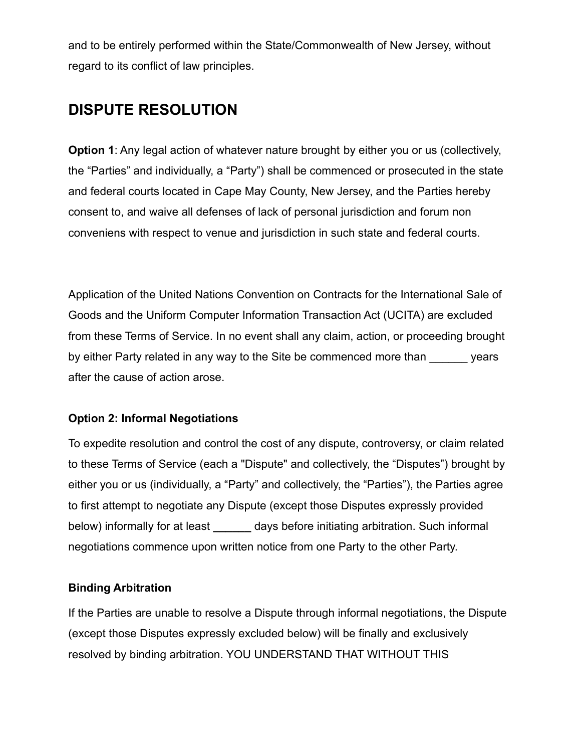and to be entirely performed within the State/Commonwealth of New Jersey, without regard to its conflict of law principles.

## DISPUTE RESOLUTION

**Option 1**: Any legal action of whatever nature brought by either you or us (collectively, the “Parties” and individually, a “Party”) shall be commenced or prosecuted in the state and federal courts located in Cape May County, New Jersey, and the Parties hereby consent to, and waive all defenses of lack of personal jurisdiction and forum non conveniens with respect to venue and jurisdiction in such state and federal courts.

Application of the United Nations Convention on Contracts for the International Sale of Goods and the Uniform Computer Information Transaction Act (UCITA) are excluded from these Terms of Service. In no event shall any claim, action, or proceeding brought by either Party related in any way to the Site be commenced more than ______ years after the cause of action arose.

**Option 2: Informal Negotiations**

To expedite resolution and control the cost of any dispute, controversy, or claim related to these Terms of Service (each a "Dispute" and collectively, the “Disputes”) brought by either you or us (individually, a “Party” and collectively, the “Parties”), the Parties agree to first attempt to negotiate any Dispute (except those Disputes expressly provided below) informally for at least **______** days before initiating arbitration. Such informal negotiations commence upon written notice from one Party to the other Party.

**Binding Arbitration**

If the Parties are unable to resolve a Dispute through informal negotiations, the Dispute (except those Disputes expressly excluded below) will be finally and exclusively resolved by binding arbitration. YOU UNDERSTAND THAT WITHOUT THIS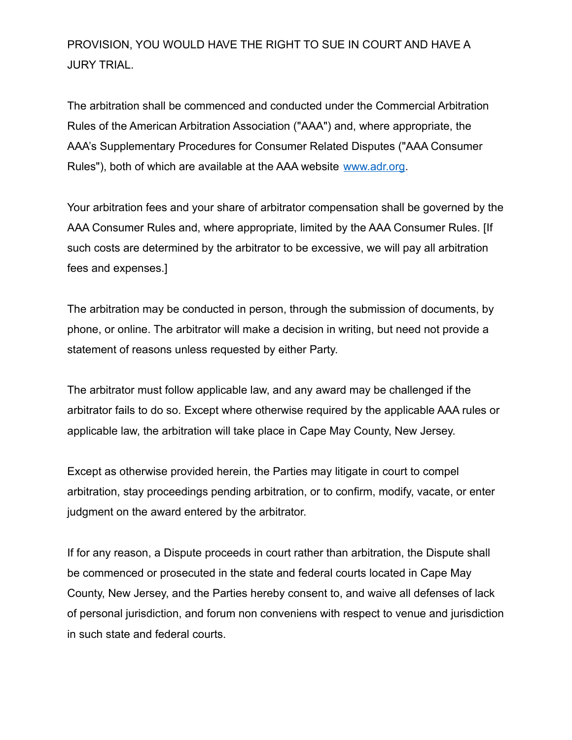PROVISION, YOU WOULD HAVE THE RIGHT TO SUE IN COURT AND HAVE A JURY TRIAL.

The arbitration shall be commenced and conducted under the Commercial Arbitration Rules of the American Arbitration Association ("AAA") and, where appropriate, the AAA's Supplementary Procedures for Consumer Related Disputes ("AAA Consumer Rules"), both of which are available at the AAA website [www.adr.org](http://www.adr.org).

Your arbitration fees and your share of arbitrator compensation shall be governed by the AAA Consumer Rules and, where appropriate, limited by the AAA Consumer Rules. [If such costs are determined by the arbitrator to be excessive, we will pay all arbitration fees and expenses.]

The arbitration may be conducted in person, through the submission of documents, by phone, or online. The arbitrator will make a decision in writing, but need not provide a statement of reasons unless requested by either Party.

The arbitrator must follow applicable law, and any award may be challenged if the arbitrator fails to do so. Except where otherwise required by the applicable AAA rules or applicable law, the arbitration will take place in Cape May County, New Jersey.

Except as otherwise provided herein, the Parties may litigate in court to compel arbitration, stay proceedings pending arbitration, or to confirm, modify, vacate, or enter judgment on the award entered by the arbitrator.

If for any reason, a Dispute proceeds in court rather than arbitration, the Dispute shall be commenced or prosecuted in the state and federal courts located in Cape May County, New Jersey, and the Parties hereby consent to, and waive all defenses of lack of personal jurisdiction, and forum non conveniens with respect to venue and jurisdiction in such state and federal courts.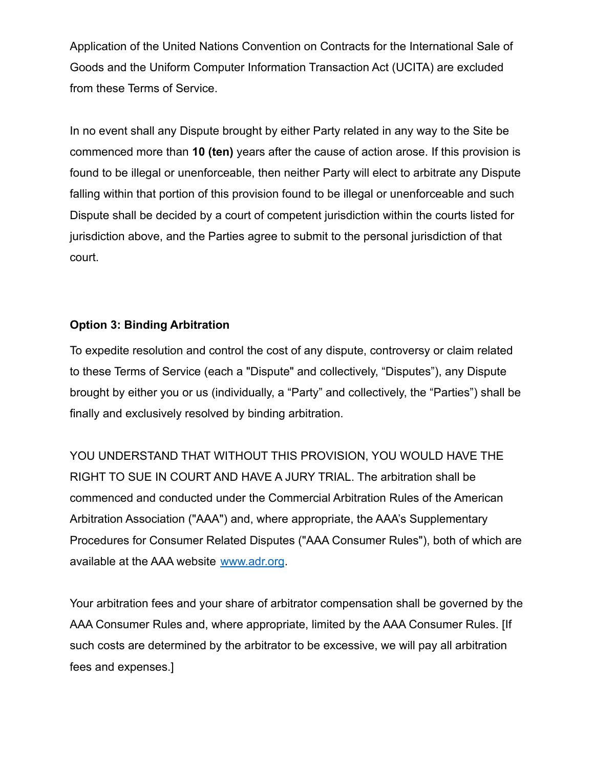Application of the United Nations Convention on Contracts for the International Sale of Goods and the Uniform Computer Information Transaction Act (UCITA) are excluded from these Terms of Service.

In no event shall any Dispute brought by either Party related in any way to the Site be commenced more than **10 (ten)** years after the cause of action arose. If this provision is found to be illegal or unenforceable, then neither Party will elect to arbitrate any Dispute falling within that portion of this provision found to be illegal or unenforceable and such Dispute shall be decided by a court of competent jurisdiction within the courts listed for jurisdiction above, and the Parties agree to submit to the personal jurisdiction of that court.

**Option 3: Binding Arbitration**

To expedite resolution and control the cost of any dispute, controversy or claim related to these Terms of Service (each a "Dispute" and collectively, “Disputes”), any Dispute brought by either you or us (individually, a “Party” and collectively, the “Parties”) shall be finally and exclusively resolved by binding arbitration.

YOU UNDERSTAND THAT WITHOUT THIS PROVISION, YOU WOULD HAVE THE RIGHT TO SUE IN COURT AND HAVE A JURY TRIAL. The arbitration shall be commenced and conducted under the Commercial Arbitration Rules of the American Arbitration Association ("AAA") and, where appropriate, the AAA’s Supplementary Procedures for Consumer Related Disputes ("AAA Consumer Rules"), both of which are available at the AAA website [www.adr.org](http://www.adr.org).

Your arbitration fees and your share of arbitrator compensation shall be governed by the AAA Consumer Rules and, where appropriate, limited by the AAA Consumer Rules. [If such costs are determined by the arbitrator to be excessive, we will pay all arbitration fees and expenses.]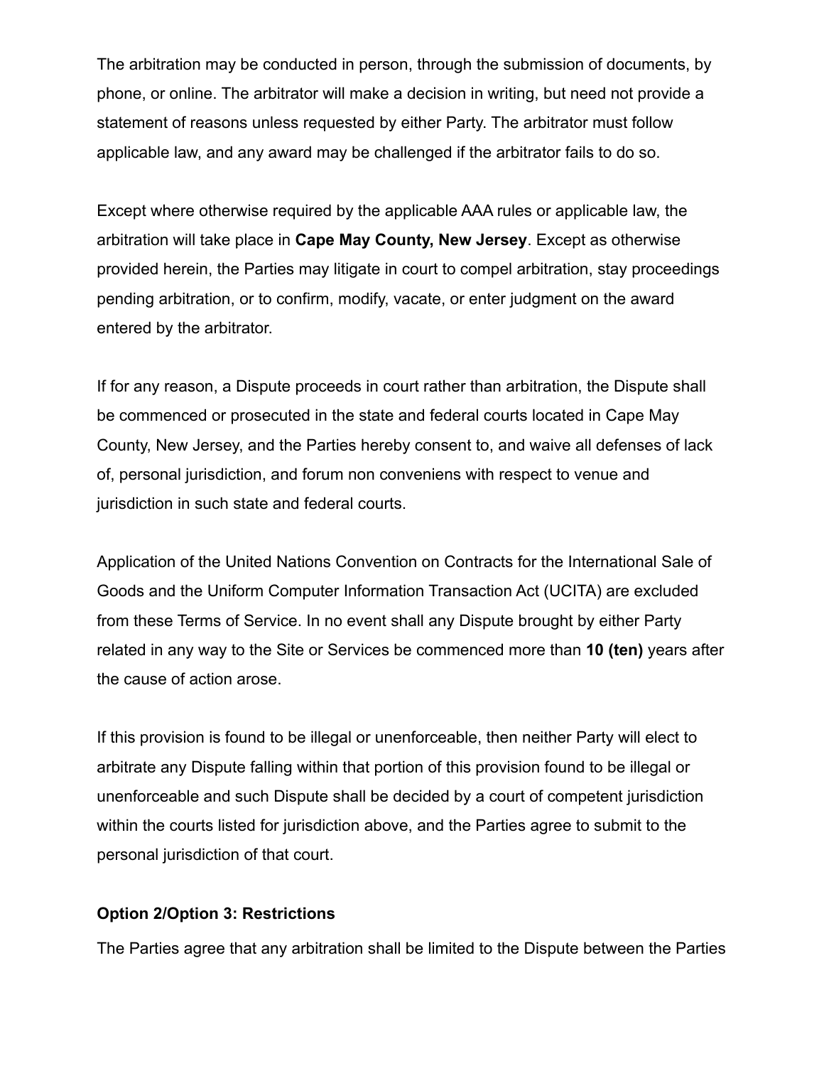The arbitration may be conducted in person, through the submission of documents, by phone, or online. The arbitrator will make a decision in writing, but need not provide a statement of reasons unless requested by either Party. The arbitrator must follow applicable law, and any award may be challenged if the arbitrator fails to do so.

Except where otherwise required by the applicable AAA rules or applicable law, the arbitration will take place in **Cape May County, New Jersey**. Except as otherwise provided herein, the Parties may litigate in court to compel arbitration, stay proceedings pending arbitration, or to confirm, modify, vacate, or enter judgment on the award entered by the arbitrator.

If for any reason, a Dispute proceeds in court rather than arbitration, the Dispute shall be commenced or prosecuted in the state and federal courts located in Cape May County, New Jersey, and the Parties hereby consent to, and waive all defenses of lack of, personal jurisdiction, and forum non conveniens with respect to venue and jurisdiction in such state and federal courts.

Application of the United Nations Convention on Contracts for the International Sale of Goods and the Uniform Computer Information Transaction Act (UCITA) are excluded from these Terms of Service. In no event shall any Dispute brought by either Party related in any way to the Site or Services be commenced more than **10 (ten)** years after the cause of action arose.

If this provision is found to be illegal or unenforceable, then neither Party will elect to arbitrate any Dispute falling within that portion of this provision found to be illegal or unenforceable and such Dispute shall be decided by a court of competent jurisdiction within the courts listed for jurisdiction above, and the Parties agree to submit to the personal jurisdiction of that court.

**Option 2/Option 3: Restrictions**

The Parties agree that any arbitration shall be limited to the Dispute between the Parties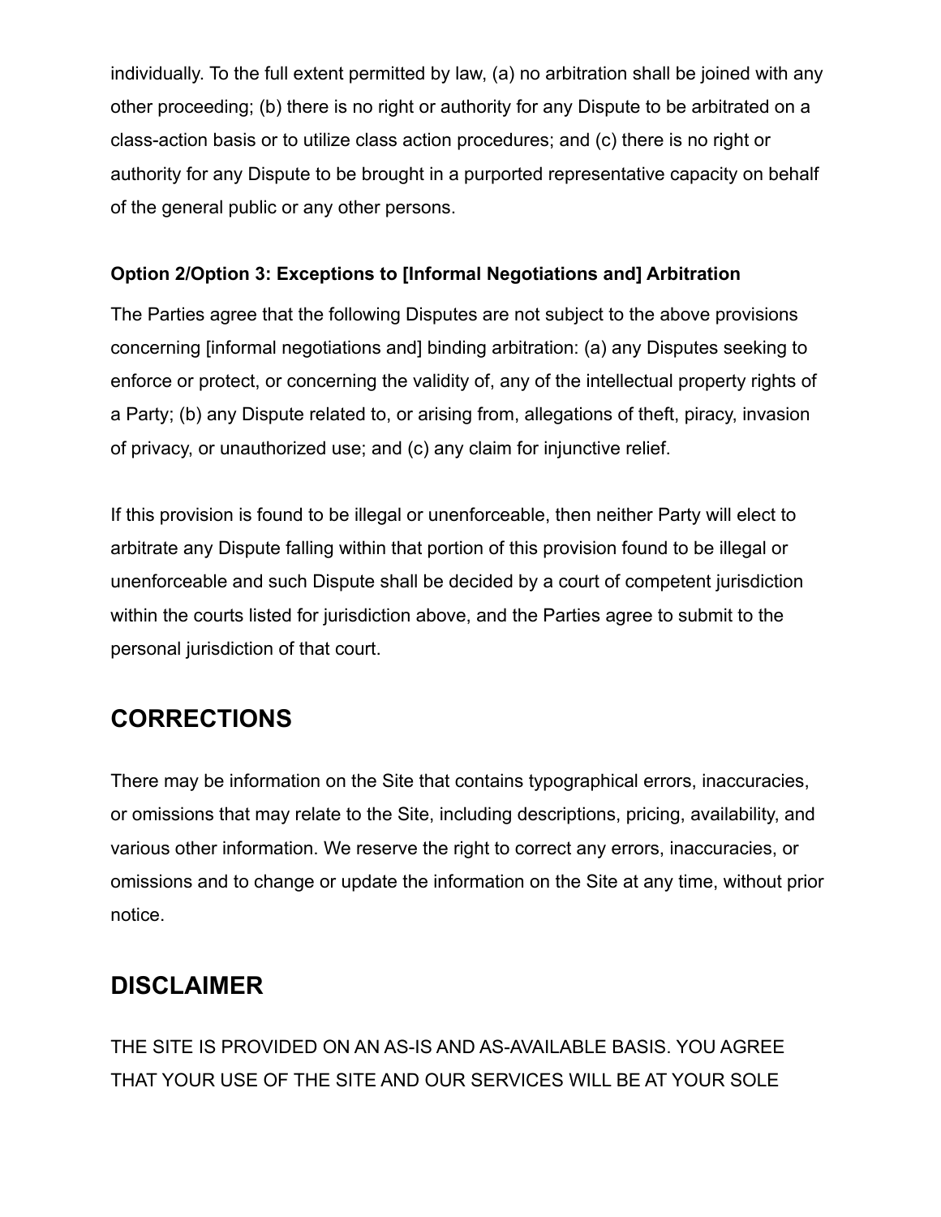individually. To the full extent permitted by law, (a) no arbitration shall be joined with any other proceeding; (b) there is no right or authority for any Dispute to be arbitrated on a class-action basis or to utilize class action procedures; and (c) there is no right or authority for any Dispute to be brought in a purported representative capacity on behalf of the general public or any other persons.

**Option 2/Option 3: Exceptions to [Informal Negotiations and] Arbitration**

The Parties agree that the following Disputes are not subject to the above provisions concerning [informal negotiations and] binding arbitration: (a) any Disputes seeking to enforce or protect, or concerning the validity of, any of the intellectual property rights of a Party; (b) any Dispute related to, or arising from, allegations of theft, piracy, invasion of privacy, or unauthorized use; and (c) any claim for injunctive relief.

If this provision is found to be illegal or unenforceable, then neither Party will elect to arbitrate any Dispute falling within that portion of this provision found to be illegal or unenforceable and such Dispute shall be decided by a court of competent jurisdiction within the courts listed for jurisdiction above, and the Parties agree to submit to the personal jurisdiction of that court.

## CORRECTIONS

There may be information on the Site that contains typographical errors, inaccuracies, or omissions that may relate to the Site, including descriptions, pricing, availability, and various other information. We reserve the right to correct any errors, inaccuracies, or omissions and to change or update the information on the Site at any time, without prior notice.

## DISCLAIMER

THE SITE IS PROVIDED ON AN AS-IS AND AS-AVAILABLE BASIS. YOU AGREE THAT YOUR USE OF THE SITE AND OUR SERVICES WILL BE AT YOUR SOLE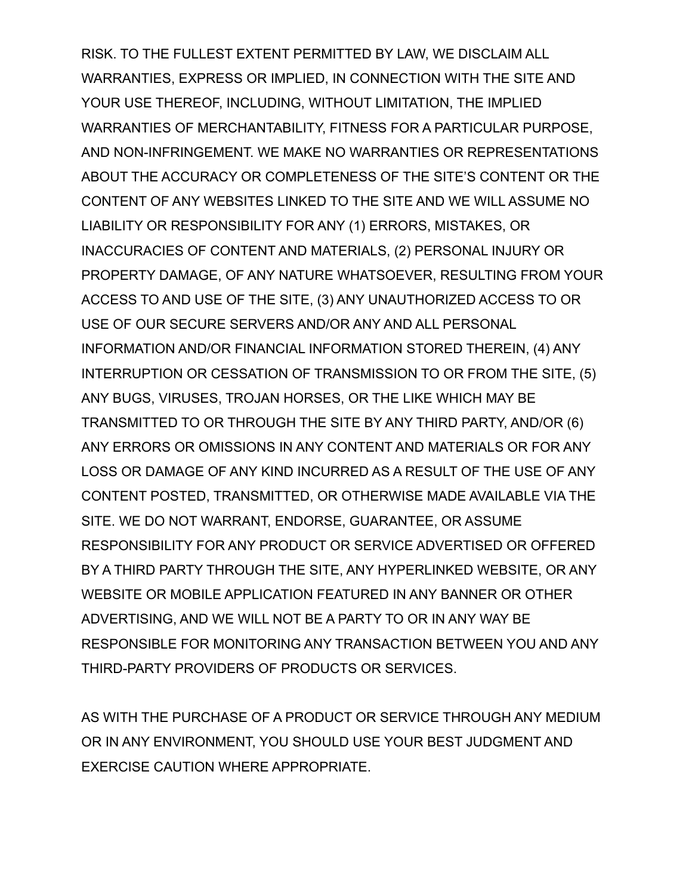RISK. TO THE FULLEST EXTENT PERMITTED BY LAW, WE DISCLAIM ALL WARRANTIES, EXPRESS OR IMPLIED, IN CONNECTION WITH THE SITE AND YOUR USE THEREOF, INCLUDING, WITHOUT LIMITATION, THE IMPLIED WARRANTIES OF MERCHANTABILITY, FITNESS FOR A PARTICULAR PURPOSE, AND NON-INFRINGEMENT. WE MAKE NO WARRANTIES OR REPRESENTATIONS ABOUT THE ACCURACY OR COMPLETENESS OF THE SITE'S CONTENT OR THE CONTENT OF ANY WEBSITES LINKED TO THE SITE AND WE WILL ASSUME NO LIABILITY OR RESPONSIBILITY FOR ANY (1) ERRORS, MISTAKES, OR INACCURACIES OF CONTENT AND MATERIALS, (2) PERSONAL INJURY OR PROPERTY DAMAGE, OF ANY NATURE WHATSOEVER, RESULTING FROM YOUR ACCESS TO AND USE OF THE SITE, (3) ANY UNAUTHORIZED ACCESS TO OR USE OF OUR SECURE SERVERS AND/OR ANY AND ALL PERSONAL INFORMATION AND/OR FINANCIAL INFORMATION STORED THEREIN, (4) ANY INTERRUPTION OR CESSATION OF TRANSMISSION TO OR FROM THE SITE, (5) ANY BUGS, VIRUSES, TROJAN HORSES, OR THE LIKE WHICH MAY BE TRANSMITTED TO OR THROUGH THE SITE BY ANY THIRD PARTY, AND/OR (6) ANY ERRORS OR OMISSIONS IN ANY CONTENT AND MATERIALS OR FOR ANY LOSS OR DAMAGE OF ANY KIND INCURRED AS A RESULT OF THE USE OF ANY CONTENT POSTED, TRANSMITTED, OR OTHERWISE MADE AVAILABLE VIA THE SITE. WE DO NOT WARRANT, ENDORSE, GUARANTEE, OR ASSUME RESPONSIBILITY FOR ANY PRODUCT OR SERVICE ADVERTISED OR OFFERED BY A THIRD PARTY THROUGH THE SITE, ANY HYPERLINKED WEBSITE, OR ANY WEBSITE OR MOBILE APPLICATION FEATURED IN ANY BANNER OR OTHER ADVERTISING, AND WE WILL NOT BE A PARTY TO OR IN ANY WAY BE RESPONSIBLE FOR MONITORING ANY TRANSACTION BETWEEN YOU AND ANY THIRD-PARTY PROVIDERS OF PRODUCTS OR SERVICES.

AS WITH THE PURCHASE OF A PRODUCT OR SERVICE THROUGH ANY MEDIUM OR IN ANY ENVIRONMENT, YOU SHOULD USE YOUR BEST JUDGMENT AND EXERCISE CAUTION WHERE APPROPRIATE.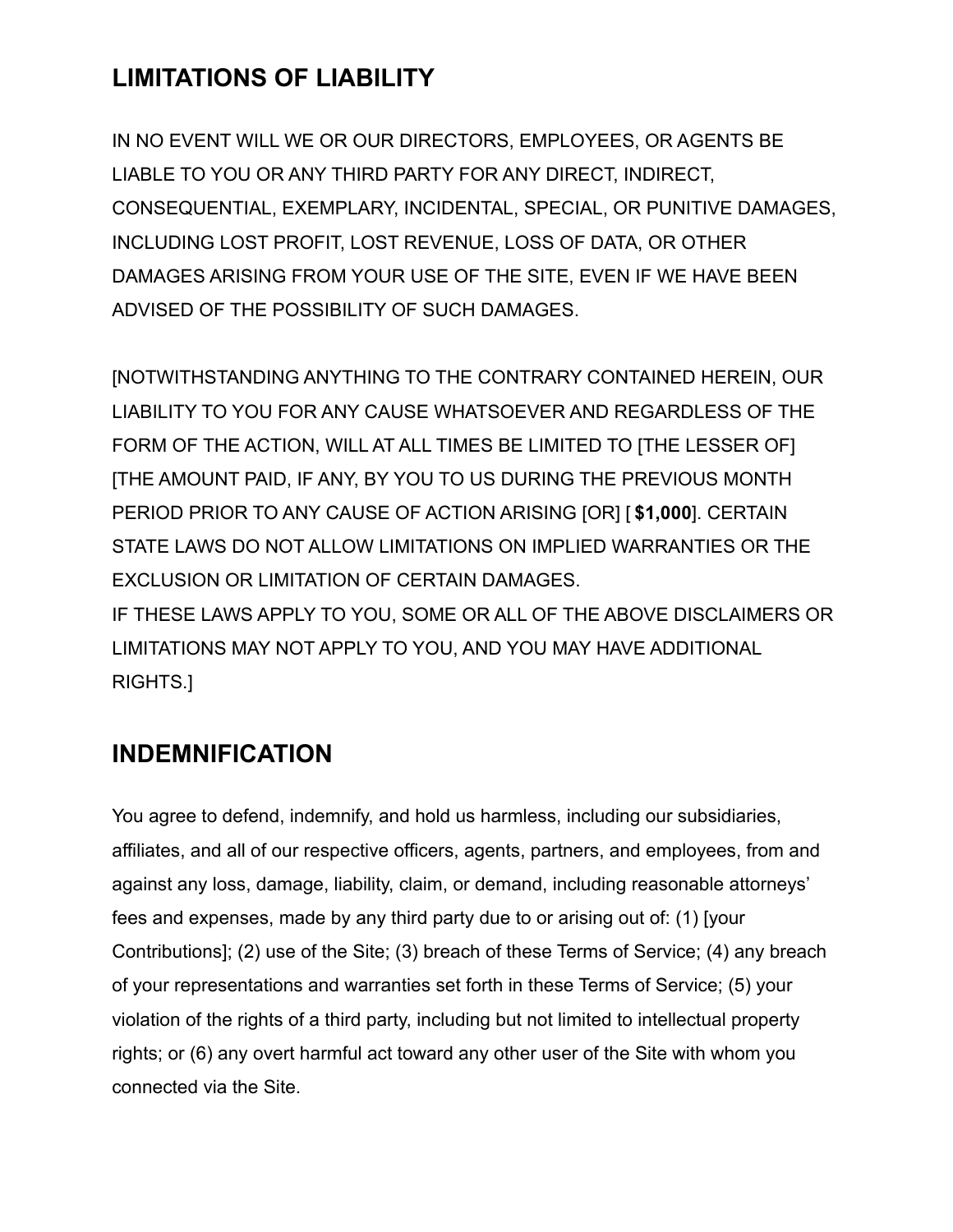## LIMITATIONS OF LIABILITY

IN NO EVENT WILL WE OR OUR DIRECTORS, EMPLOYEES, OR AGENTS BE LIABLE TO YOU OR ANY THIRD PARTY FOR ANY DIRECT, INDIRECT, CONSEQUENTIAL, EXEMPLARY, INCIDENTAL, SPECIAL, OR PUNITIVE DAMAGES, INCLUDING LOST PROFIT, LOST REVENUE, LOSS OF DATA, OR OTHER DAMAGES ARISING FROM YOUR USE OF THE SITE, EVEN IF WE HAVE BEEN ADVISED OF THE POSSIBILITY OF SUCH DAMAGES.

[NOTWITHSTANDING ANYTHING TO THE CONTRARY CONTAINED HEREIN, OUR LIABILITY TO YOU FOR ANY CAUSE WHATSOEVER AND REGARDLESS OF THE FORM OF THE ACTION, WILL AT ALL TIMES BE LIMITED TO [THE LESSER OF] [THE AMOUNT PAID, IF ANY, BY YOU TO US DURING THE PREVIOUS MONTH PERIOD PRIOR TO ANY CAUSE OF ACTION ARISING [OR] [ **$1,000**]. CERTAIN STATE LAWS DO NOT ALLOW LIMITATIONS ON IMPLIED WARRANTIES OR THE EXCLUSION OR LIMITATION OF CERTAIN DAMAGES.
IF THESE LAWS APPLY TO YOU, SOME OR ALL OF THE ABOVE DISCLAIMERS OR LIMITATIONS MAY NOT APPLY TO YOU, AND YOU MAY HAVE ADDITIONAL RIGHTS.]

## INDEMNIFICATION

You agree to defend, indemnify, and hold us harmless, including our subsidiaries, affiliates, and all of our respective officers, agents, partners, and employees, from and against any loss, damage, liability, claim, or demand, including reasonable attorneys' fees and expenses, made by any third party due to or arising out of: (1) [your Contributions]; (2) use of the Site; (3) breach of these Terms of Service; (4) any breach of your representations and warranties set forth in these Terms of Service; (5) your violation of the rights of a third party, including but not limited to intellectual property rights; or (6) any overt harmful act toward any other user of the Site with whom you connected via the Site.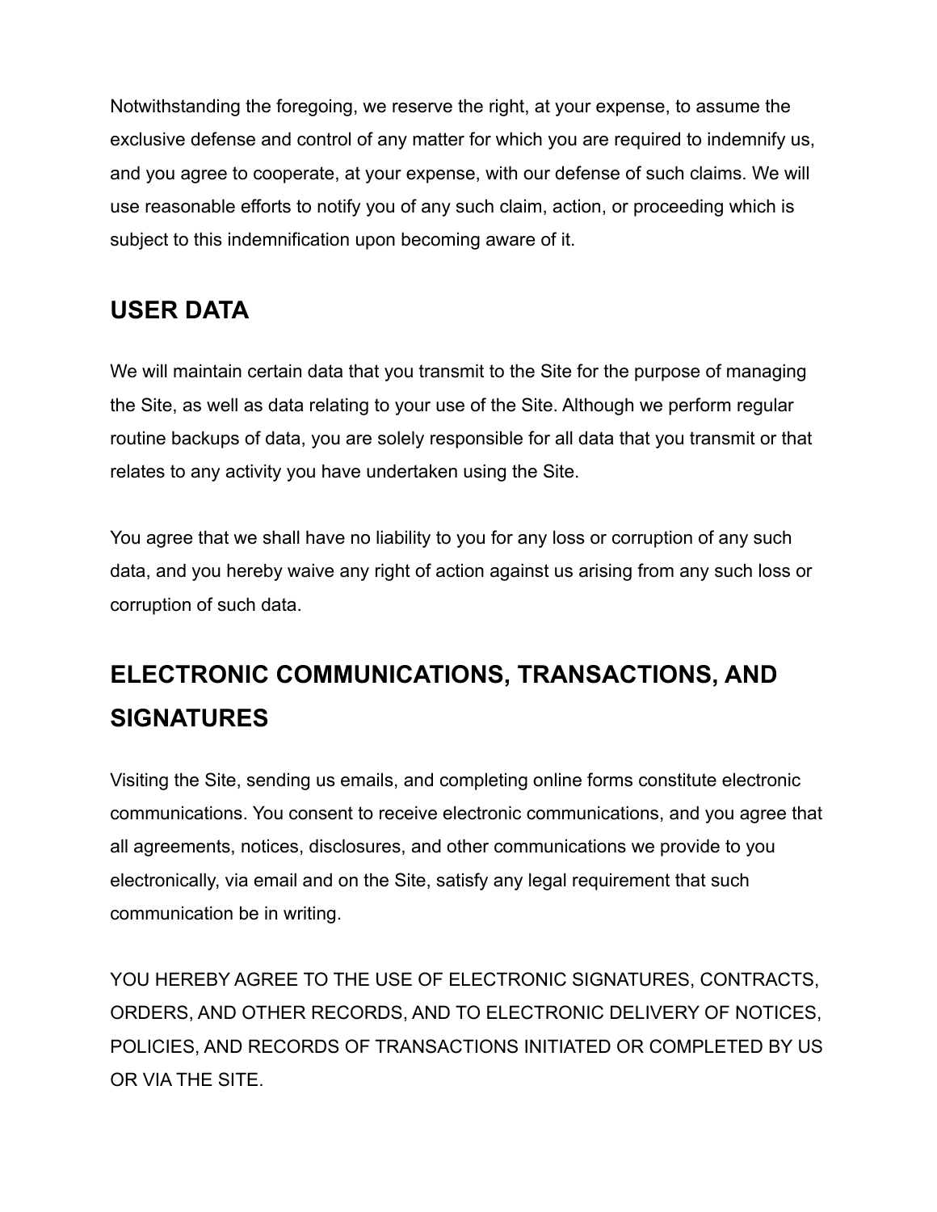Notwithstanding the foregoing, we reserve the right, at your expense, to assume the exclusive defense and control of any matter for which you are required to indemnify us, and you agree to cooperate, at your expense, with our defense of such claims. We will use reasonable efforts to notify you of any such claim, action, or proceeding which is subject to this indemnification upon becoming aware of it.

## USER DATA

We will maintain certain data that you transmit to the Site for the purpose of managing the Site, as well as data relating to your use of the Site. Although we perform regular routine backups of data, you are solely responsible for all data that you transmit or that relates to any activity you have undertaken using the Site.

You agree that we shall have no liability to you for any loss or corruption of any such data, and you hereby waive any right of action against us arising from any such loss or corruption of such data.

## ELECTRONIC COMMUNICATIONS, TRANSACTIONS, AND SIGNATURES

Visiting the Site, sending us emails, and completing online forms constitute electronic communications. You consent to receive electronic communications, and you agree that all agreements, notices, disclosures, and other communications we provide to you electronically, via email and on the Site, satisfy any legal requirement that such communication be in writing.

YOU HEREBY AGREE TO THE USE OF ELECTRONIC SIGNATURES, CONTRACTS, ORDERS, AND OTHER RECORDS, AND TO ELECTRONIC DELIVERY OF NOTICES, POLICIES, AND RECORDS OF TRANSACTIONS INITIATED OR COMPLETED BY US OR VIA THE SITE.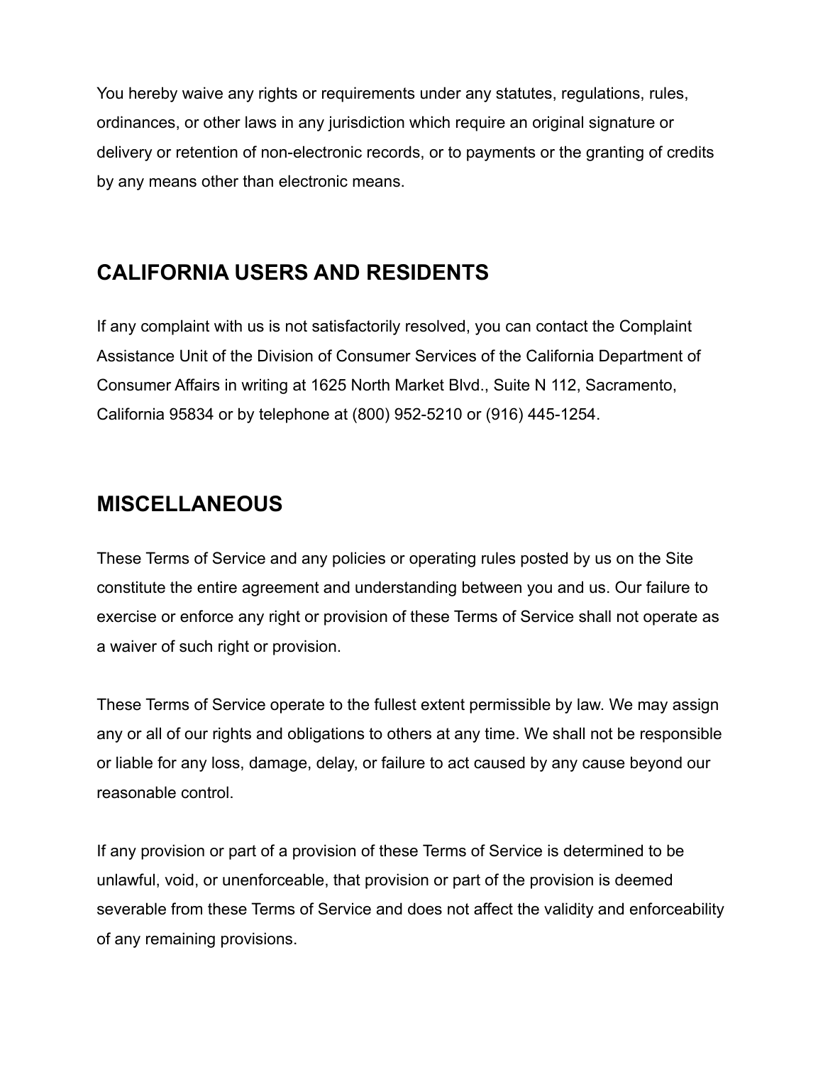You hereby waive any rights or requirements under any statutes, regulations, rules, ordinances, or other laws in any jurisdiction which require an original signature or delivery or retention of non-electronic records, or to payments or the granting of credits by any means other than electronic means.

## CALIFORNIA USERS AND RESIDENTS

If any complaint with us is not satisfactorily resolved, you can contact the Complaint Assistance Unit of the Division of Consumer Services of the California Department of Consumer Affairs in writing at 1625 North Market Blvd., Suite N 112, Sacramento, California 95834 or by telephone at (800) 952-5210 or (916) 445-1254.

## MISCELLANEOUS

These Terms of Service and any policies or operating rules posted by us on the Site constitute the entire agreement and understanding between you and us. Our failure to exercise or enforce any right or provision of these Terms of Service shall not operate as a waiver of such right or provision.

These Terms of Service operate to the fullest extent permissible by law. We may assign any or all of our rights and obligations to others at any time. We shall not be responsible or liable for any loss, damage, delay, or failure to act caused by any cause beyond our reasonable control.

If any provision or part of a provision of these Terms of Service is determined to be unlawful, void, or unenforceable, that provision or part of the provision is deemed severable from these Terms of Service and does not affect the validity and enforceability of any remaining provisions.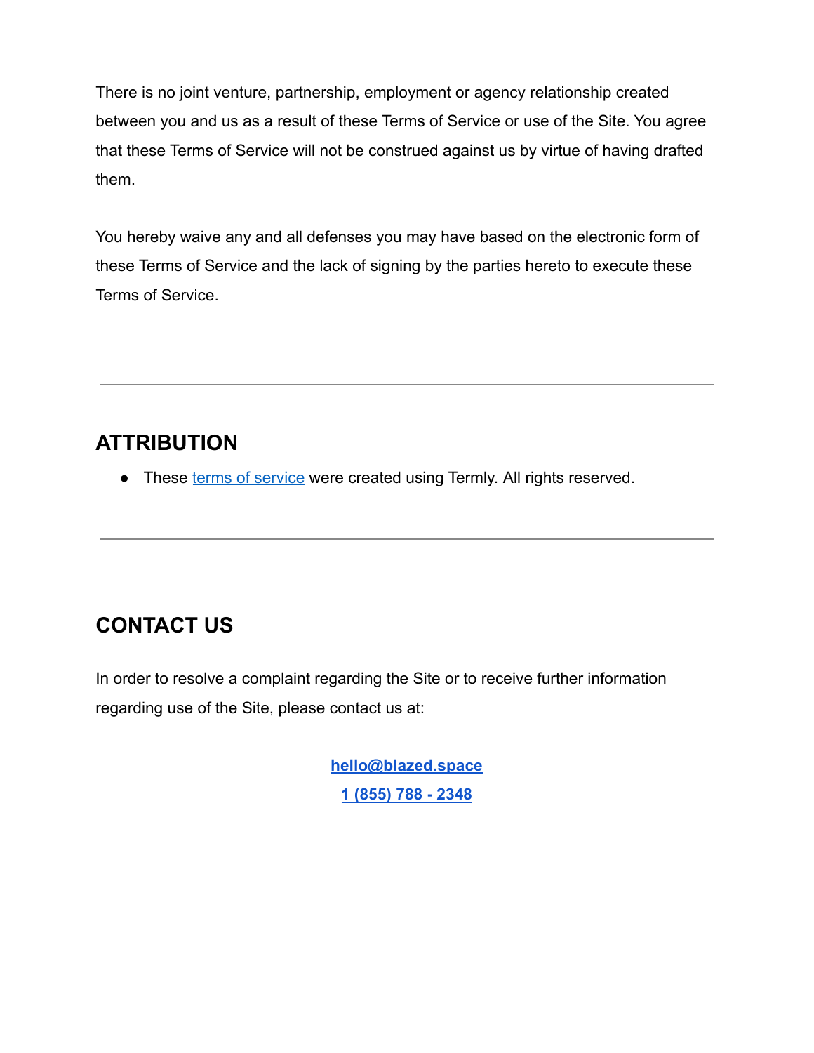There is no joint venture, partnership, employment or agency relationship created between you and us as a result of these Terms of Service or use of the Site. You agree that these Terms of Service will not be construed against us by virtue of having drafted them.

You hereby waive any and all defenses you may have based on the electronic form of these Terms of Service and the lack of signing by the parties hereto to execute these Terms of Service.

---

## ATTRIBUTION

- These terms of service were created using Termly. All rights reserved.

---

## CONTACT US

In order to resolve a complaint regarding the Site or to receive further information regarding use of the Site, please contact us at:

**hello@blazed.space**

**1 (855) 788 - 2348**